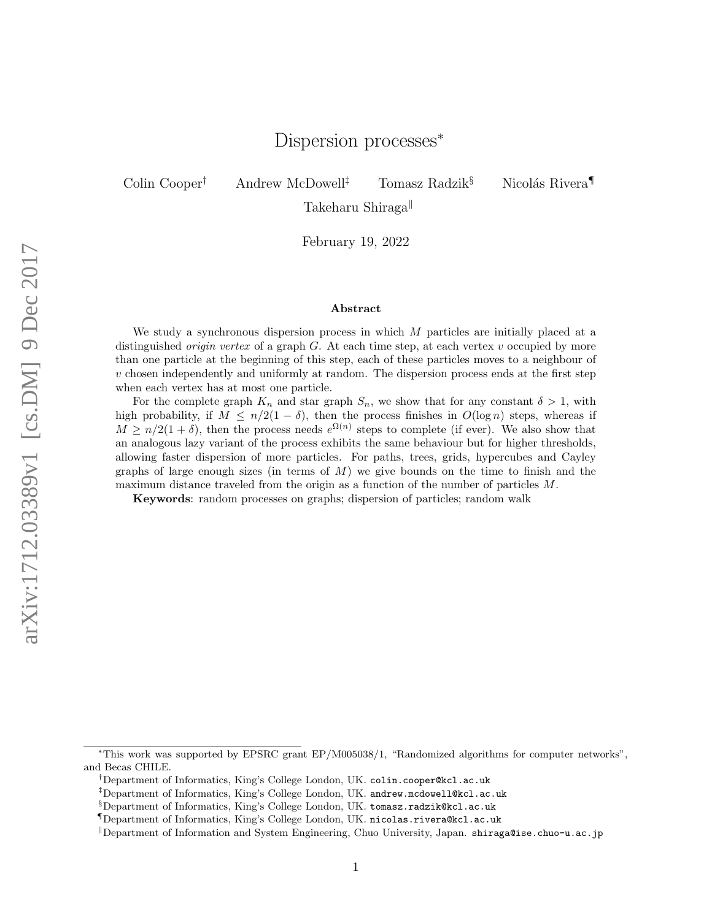# Dispersion processes*

Colin Cooper[†] Andrew McDowell[‡] Tomasz Radzik[§] Nicolás Rivera[¶]

Takeharu Shiraga[‖]

February 19, 2022

### Abstract

We study a synchronous dispersion process in which $M$ particles are initially placed at a distinguished *origin vertex* of a graph $G$. At each time step, at each vertex $v$ occupied by more than one particle at the beginning of this step, each of these particles moves to a neighbour of $v$ chosen independently and uniformly at random. The dispersion process ends at the first step when each vertex has at most one particle.

For the complete graph $K_n$ and star graph $S_n$, we show that for any constant $\delta > 1$, with high probability, if $M \leq n/2(1-\delta)$, then the process finishes in $O(\log n)$ steps, whereas if $M \geq n/2(1+\delta)$, then the process needs $e^{\Omega(n)}$ steps to complete (if ever). We also show that an analogous lazy variant of the process exhibits the same behaviour but for higher thresholds, allowing faster dispersion of more particles. For paths, trees, grids, hypercubes and Cayley graphs of large enough sizes (in terms of $M$) we give bounds on the time to finish and the maximum distance traveled from the origin as a function of the number of particles $M$.

**Keywords**: random processes on graphs; dispersion of particles; random walk

*This work was supported by EPSRC grant EP/M005038/1, "Randomized algorithms for computer networks", and Becas CHILE.

[†]Department of Informatics, King's College London, UK. colin.cooper@kcl.ac.uk

[‡]Department of Informatics, King's College London, UK. andrew.mcdowell@kcl.ac.uk

[§]Department of Informatics, King's College London, UK. tomasz.radzik@kcl.ac.uk

[¶]Department of Informatics, King's College London, UK. nicolas.rivera@kcl.ac.uk

[‖]Department of Information and System Engineering, Chuo University, Japan. shiraga@ise.chuo-u.ac.jp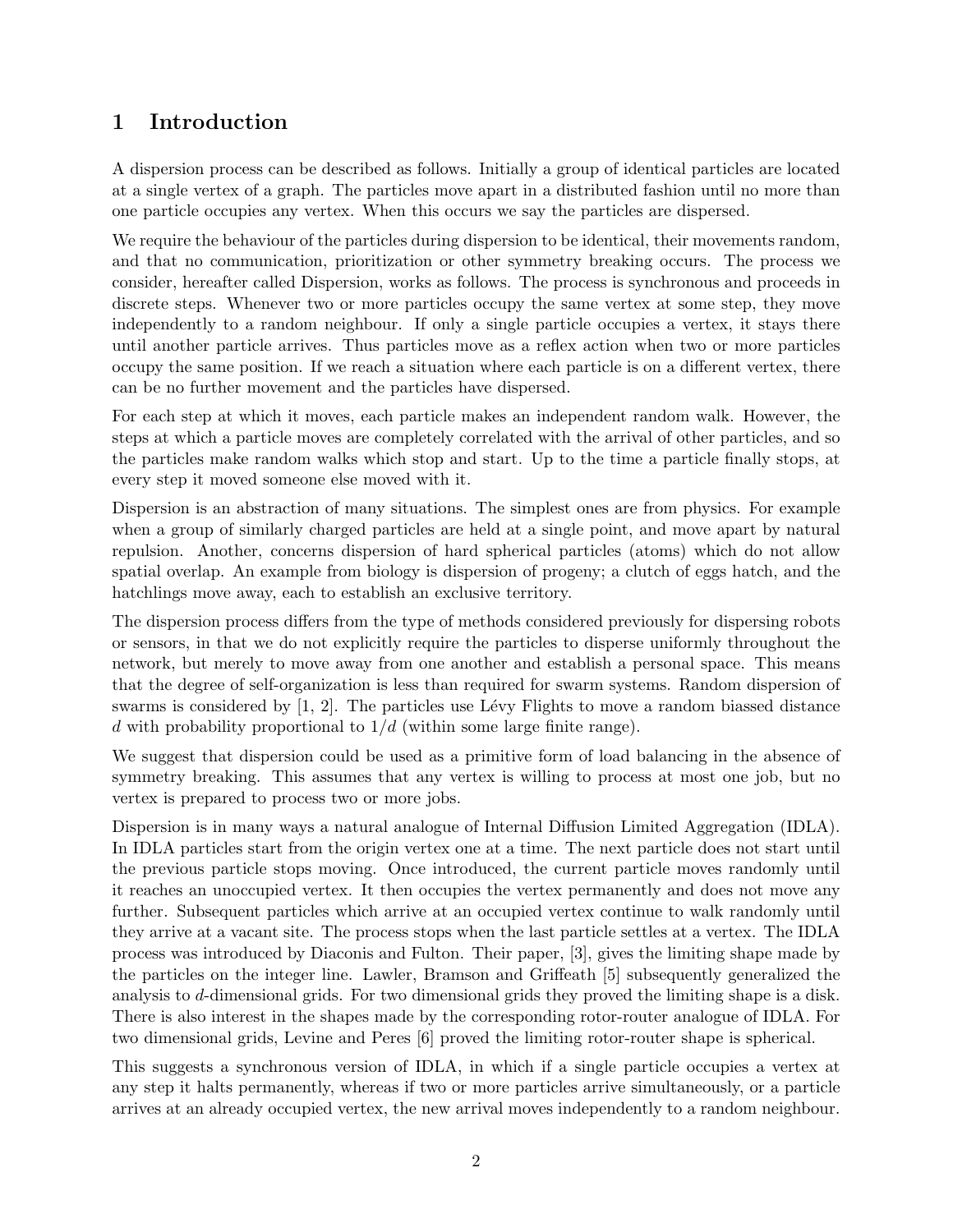## 1 Introduction

A dispersion process can be described as follows. Initially a group of identical particles are located at a single vertex of a graph. The particles move apart in a distributed fashion until no more than one particle occupies any vertex. When this occurs we say the particles are dispersed.

We require the behaviour of the particles during dispersion to be identical, their movements random, and that no communication, prioritization or other symmetry breaking occurs. The process we consider, hereafter called Dispersion, works as follows. The process is synchronous and proceeds in discrete steps. Whenever two or more particles occupy the same vertex at some step, they move independently to a random neighbour. If only a single particle occupies a vertex, it stays there until another particle arrives. Thus particles move as a reflex action when two or more particles occupy the same position. If we reach a situation where each particle is on a different vertex, there can be no further movement and the particles have dispersed.

For each step at which it moves, each particle makes an independent random walk. However, the steps at which a particle moves are completely correlated with the arrival of other particles, and so the particles make random walks which stop and start. Up to the time a particle finally stops, at every step it moved someone else moved with it.

Dispersion is an abstraction of many situations. The simplest ones are from physics. For example when a group of similarly charged particles are held at a single point, and move apart by natural repulsion. Another, concerns dispersion of hard spherical particles (atoms) which do not allow spatial overlap. An example from biology is dispersion of progeny; a clutch of eggs hatch, and the hatchlings move away, each to establish an exclusive territory.

The dispersion process differs from the type of methods considered previously for dispersing robots or sensors, in that we do not explicitly require the particles to disperse uniformly throughout the network, but merely to move away from one another and establish a personal space. This means that the degree of self-organization is less than required for swarm systems. Random dispersion of swarms is considered by [1, 2]. The particles use Lévy Flights to move a random biassed distance $d$ with probability proportional to $1/d$ (within some large finite range).

We suggest that dispersion could be used as a primitive form of load balancing in the absence of symmetry breaking. This assumes that any vertex is willing to process at most one job, but no vertex is prepared to process two or more jobs.

Dispersion is in many ways a natural analogue of Internal Diffusion Limited Aggregation (IDLA). In IDLA particles start from the origin vertex one at a time. The next particle does not start until the previous particle stops moving. Once introduced, the current particle moves randomly until it reaches an unoccupied vertex. It then occupies the vertex permanently and does not move any further. Subsequent particles which arrive at an occupied vertex continue to walk randomly until they arrive at a vacant site. The process stops when the last particle settles at a vertex. The IDLA process was introduced by Diaconis and Fulton. Their paper, [3], gives the limiting shape made by the particles on the integer line. Lawler, Bramson and Griffeath [5] subsequently generalized the analysis to $d$-dimensional grids. For two dimensional grids they proved the limiting shape is a disk. There is also interest in the shapes made by the corresponding rotor-router analogue of IDLA. For two dimensional grids, Levine and Peres [6] proved the limiting rotor-router shape is spherical.

This suggests a synchronous version of IDLA, in which if a single particle occupies a vertex at any step it halts permanently, whereas if two or more particles arrive simultaneously, or a particle arrives at an already occupied vertex, the new arrival moves independently to a random neighbour.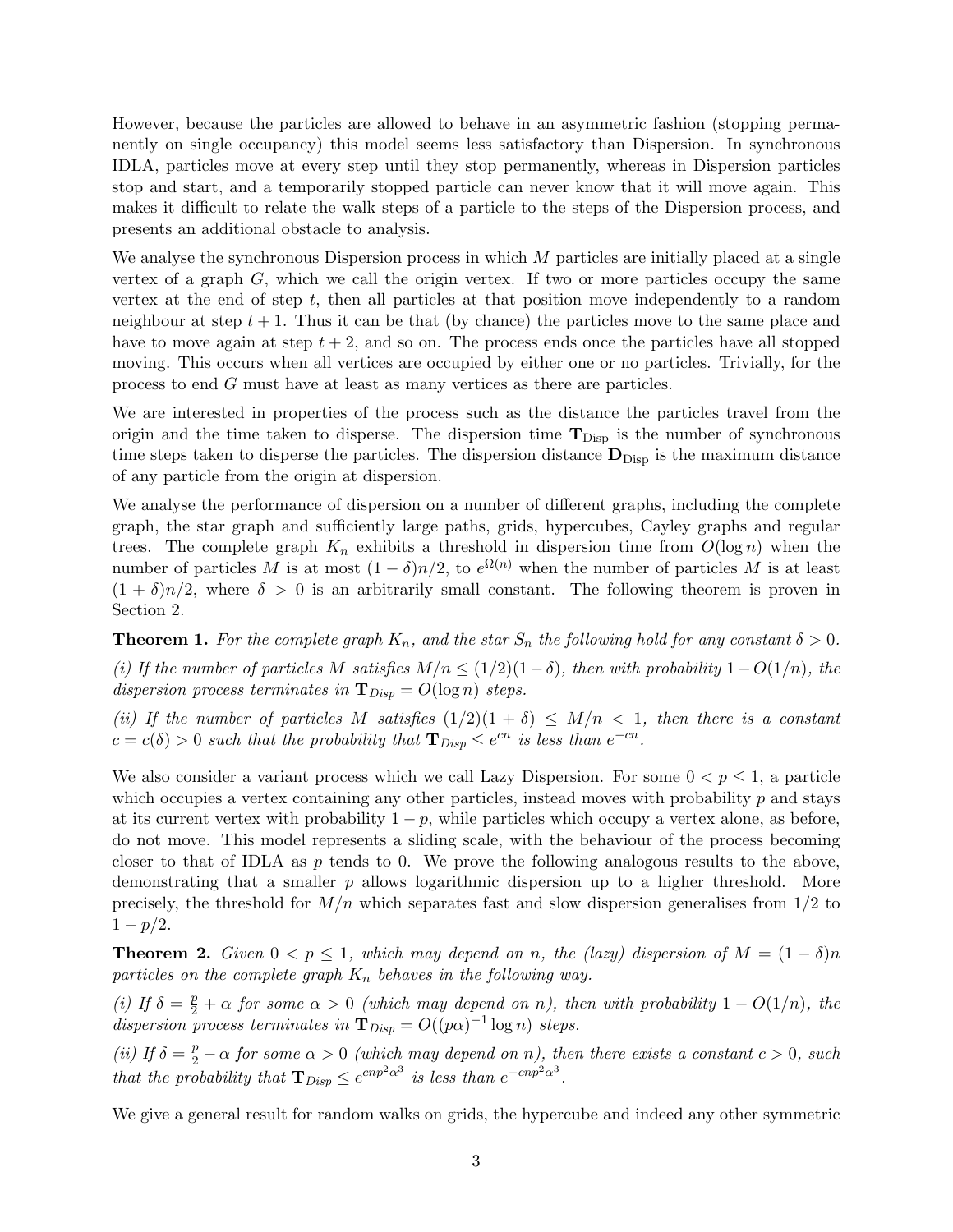However, because the particles are allowed to behave in an asymmetric fashion (stopping permanently on single occupancy) this model seems less satisfactory than Dispersion. In synchronous IDLA, particles move at every step until they stop permanently, whereas in Dispersion particles stop and start, and a temporarily stopped particle can never know that it will move again. This makes it difficult to relate the walk steps of a particle to the steps of the Dispersion process, and presents an additional obstacle to analysis.

We analyse the synchronous Dispersion process in which $M$ particles are initially placed at a single vertex of a graph $G$, which we call the origin vertex. If two or more particles occupy the same vertex at the end of step $t$, then all particles at that position move independently to a random neighbour at step $t + 1$. Thus it can be that (by chance) the particles move to the same place and have to move again at step $t + 2$, and so on. The process ends once the particles have all stopped moving. This occurs when all vertices are occupied by either one or no particles. Trivially, for the process to end $G$ must have at least as many vertices as there are particles.

We are interested in properties of the process such as the distance the particles travel from the origin and the time taken to disperse. The dispersion time $\mathbf{T}_{\text{Disp}}$ is the number of synchronous time steps taken to disperse the particles. The dispersion distance $\mathbf{D}_{\text{Disp}}$ is the maximum distance of any particle from the origin at dispersion.

We analyse the performance of dispersion on a number of different graphs, including the complete graph, the star graph and sufficiently large paths, grids, hypercubes, Cayley graphs and regular trees. The complete graph $K_n$ exhibits a threshold in dispersion time from $O(\log n)$ when the number of particles $M$ is at most $(1 - \delta)n/2$, to $e^{\Omega(n)}$ when the number of particles $M$ is at least $(1 + \delta)n/2$, where $\delta > 0$ is an arbitrarily small constant. The following theorem is proven in Section 2.

**Theorem 1.** *For the complete graph $K_n$, and the star $S_n$ the following hold for any constant $\delta > 0$.*

*(i) If the number of particles $M$ satisfies $M/n \leq (1/2)(1 - \delta)$, then with probability $1 - O(1/n)$, the dispersion process terminates in $\mathbf{T}_{Disp} = O(\log n)$ steps.*

*(ii) If the number of particles $M$ satisfies $(1/2)(1 + \delta) \leq M/n < 1$, then there is a constant $c = c(\delta) > 0$ such that the probability that $\mathbf{T}_{Disp} \leq e^{cn}$ is less than $e^{-cn}$.*

We also consider a variant process which we call Lazy Dispersion. For some $0 < p \leq 1$, a particle which occupies a vertex containing any other particles, instead moves with probability $p$ and stays at its current vertex with probability $1 - p$, while particles which occupy a vertex alone, as before, do not move. This model represents a sliding scale, with the behaviour of the process becoming closer to that of IDLA as $p$ tends to 0. We prove the following analogous results to the above, demonstrating that a smaller $p$ allows logarithmic dispersion up to a higher threshold. More precisely, the threshold for $M/n$ which separates fast and slow dispersion generalises from $1/2$ to $1 - p/2$.

**Theorem 2.** *Given $0 < p \leq 1$, which may depend on $n$, the (lazy) dispersion of $M = (1 - \delta)n$ particles on the complete graph $K_n$ behaves in the following way.*

*(i) If $\delta = \frac{p}{2} + \alpha$ for some $\alpha > 0$ (which may depend on $n$), then with probability $1 - O(1/n)$, the dispersion process terminates in $\mathbf{T}_{Disp} = O((p\alpha)^{-1} \log n)$ steps.*

*(ii) If $\delta = \frac{p}{2} - \alpha$ for some $\alpha > 0$ (which may depend on $n$), then there exists a constant $c > 0$, such that the probability that $\mathbf{T}_{Disp} \leq e^{cnp^2\alpha^3}$ is less than $e^{-cnp^2\alpha^3}$.*

We give a general result for random walks on grids, the hypercube and indeed any other symmetric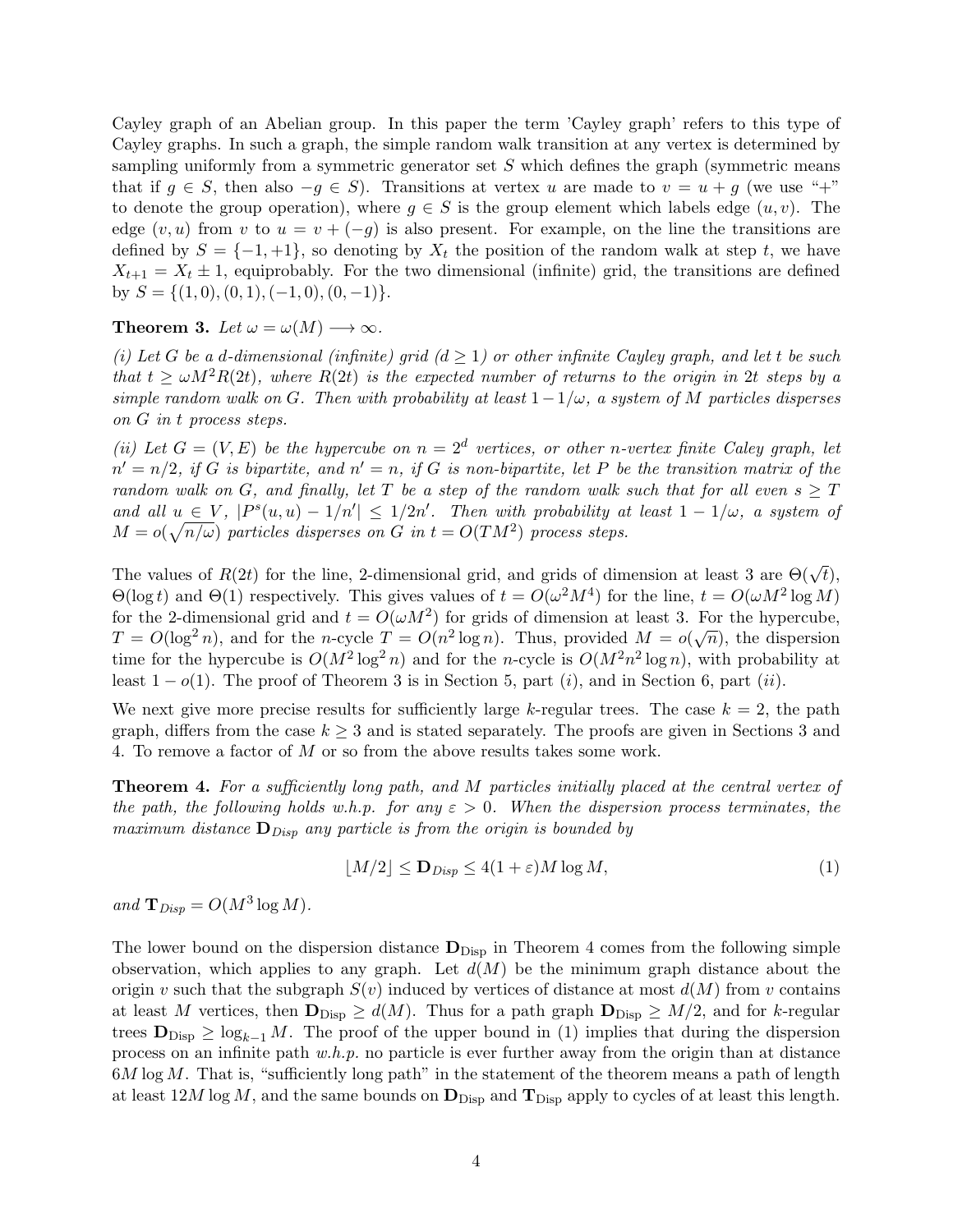Cayley graph of an Abelian group. In this paper the term 'Cayley graph' refers to this type of Cayley graphs. In such a graph, the simple random walk transition at any vertex is determined by sampling uniformly from a symmetric generator set $S$ which defines the graph (symmetric means that if $g \in S$, then also $-g \in S$). Transitions at vertex $u$ are made to $v = u + g$ (we use "+" to denote the group operation), where $g \in S$ is the group element which labels edge $(u, v)$. The edge $(v, u)$ from $v$ to $u = v + (-g)$ is also present. For example, on the line the transitions are defined by $S = \{-1, +1\}$, so denoting by $X_t$ the position of the random walk at step $t$, we have $X_{t+1} = X_t \pm 1$, equiprobably. For the two dimensional (infinite) grid, the transitions are defined by $S = \{(1, 0), (0, 1), (-1, 0), (0, -1)\}$.

**Theorem 3.** *Let $\omega = \omega(M) \longrightarrow \infty$.*

*(i) Let $G$ be a $d$-dimensional (infinite) grid ($d \geq 1$) or other infinite Cayley graph, and let $t$ be such that $t \geq \omega M^2 R(2t)$, where $R(2t)$ is the expected number of returns to the origin in $2t$ steps by a simple random walk on $G$. Then with probability at least $1 - 1/\omega$, a system of $M$ particles disperses on $G$ in $t$ process steps.*

*(ii) Let $G = (V, E)$ be the hypercube on $n = 2^d$ vertices, or other $n$-vertex finite Caley graph, let $n' = n/2$, if $G$ is bipartite, and $n' = n$, if $G$ is non-bipartite, let $P$ be the transition matrix of the random walk on $G$, and finally, let $T$ be a step of the random walk such that for all even $s \geq T$ and all $u \in V$, $|P^s(u, u) - 1/n'| \leq 1/2n'$. Then with probability at least $1 - 1/\omega$, a system of $M = o(\sqrt{n/\omega})$ particles disperses on $G$ in $t = O(TM^2)$ process steps.*

The values of $R(2t)$ for the line, 2-dimensional grid, and grids of dimension at least 3 are $\Theta(\sqrt{t})$, $\Theta(\log t)$ and $\Theta(1)$ respectively. This gives values of $t = O(\omega^2 M^4)$ for the line, $t = O(\omega M^2 \log M)$ for the 2-dimensional grid and $t = O(\omega M^2)$ for grids of dimension at least 3. For the hypercube, $T = O(\log^2 n)$, and for the $n$-cycle $T = O(n^2 \log n)$. Thus, provided $M = o(\sqrt{n})$, the dispersion time for the hypercube is $O(M^2 \log^2 n)$ and for the $n$-cycle is $O(M^2 n^2 \log n)$, with probability at least $1 - o(1)$. The proof of Theorem 3 is in Section 5, part $(i)$, and in Section 6, part $(ii)$.

We next give more precise results for sufficiently large $k$-regular trees. The case $k = 2$, the path graph, differs from the case $k \geq 3$ and is stated separately. The proofs are given in Sections 3 and 4. To remove a factor of $M$ or so from the above results takes some work.

**Theorem 4.** *For a sufficiently long path, and $M$ particles initially placed at the central vertex of the path, the following holds w.h.p. for any $\varepsilon > 0$. When the dispersion process terminates, the maximum distance $\mathbf{D}_{Disp}$ any particle is from the origin is bounded by*

$$\lfloor M/2 \rfloor \leq \mathbf{D}_{Disp} \leq 4(1 + \varepsilon) M \log M, \tag{1}$$

*and $\mathbf{T}_{Disp} = O(M^3 \log M)$.*

The lower bound on the dispersion distance $\mathbf{D}_{\text{Disp}}$ in Theorem 4 comes from the following simple observation, which applies to any graph. Let $d(M)$ be the minimum graph distance about the origin $v$ such that the subgraph $S(v)$ induced by vertices of distance at most $d(M)$ from $v$ contains at least $M$ vertices, then $\mathbf{D}_{\text{Disp}} \geq d(M)$. Thus for a path graph $\mathbf{D}_{\text{Disp}} \geq M/2$, and for $k$-regular trees $\mathbf{D}_{\text{Disp}} \geq \log_{k-1} M$. The proof of the upper bound in (1) implies that during the dispersion process on an infinite path *w.h.p.* no particle is ever further away from the origin than at distance $6M \log M$. That is, "sufficiently long path" in the statement of the theorem means a path of length at least $12M \log M$, and the same bounds on $\mathbf{D}_{\text{Disp}}$ and $\mathbf{T}_{\text{Disp}}$ apply to cycles of at least this length.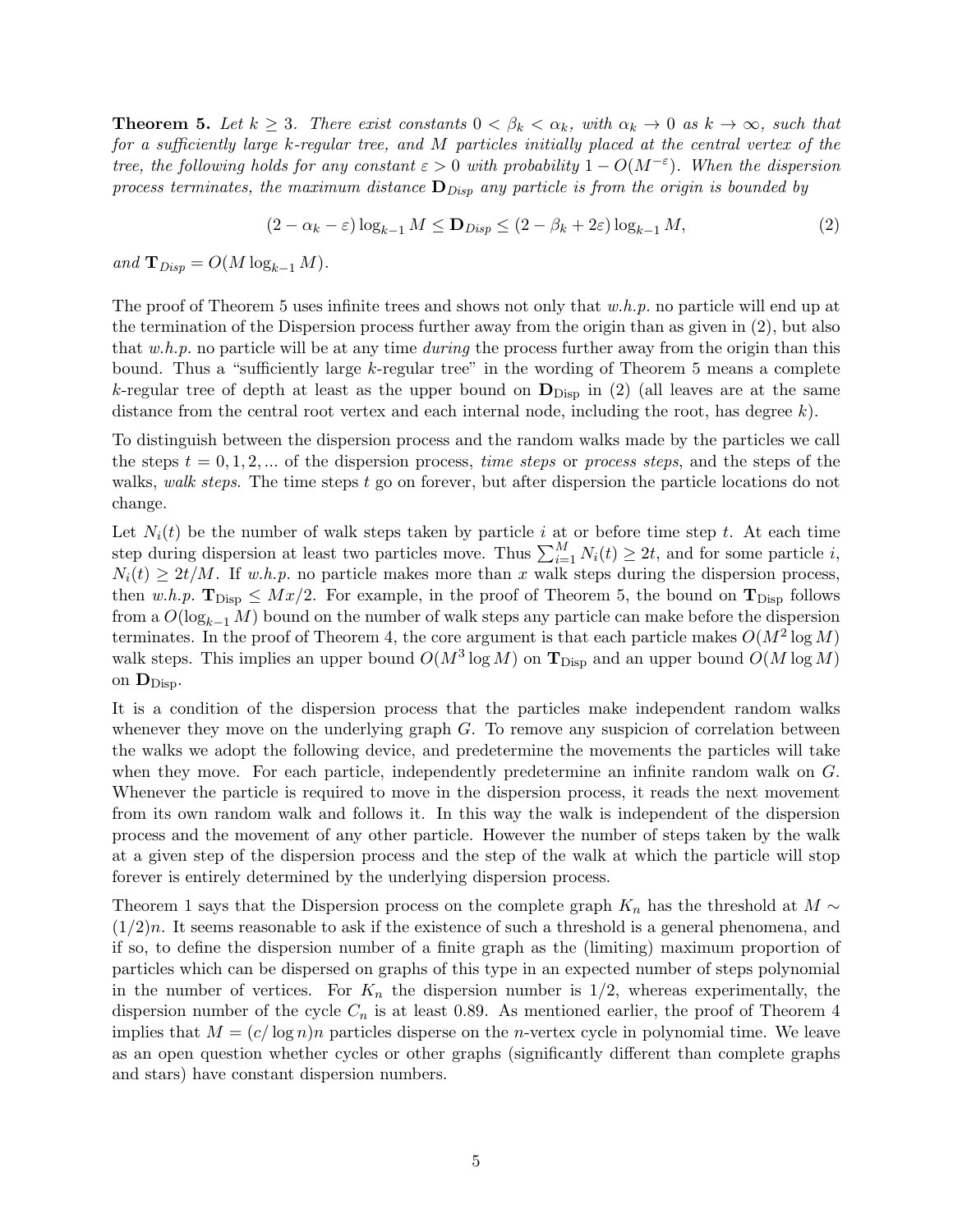**Theorem 5.** *Let $k \geq 3$. There exist constants $0 < \beta_k < \alpha_k$, with $\alpha_k \to 0$ as $k \to \infty$, such that for a sufficiently large $k$-regular tree, and $M$ particles initially placed at the central vertex of the tree, the following holds for any constant $\varepsilon > 0$ with probability $1 - O(M^{-\varepsilon})$. When the dispersion process terminates, the maximum distance $\mathbf{D}_{Disp}$ any particle is from the origin is bounded by*

$$(2 - \alpha_k - \varepsilon) \log_{k-1} M \leq \mathbf{D}_{Disp} \leq (2 - \beta_k + 2\varepsilon) \log_{k-1} M, \tag{2}$$

*and $\mathbf{T}_{Disp} = O(M \log_{k-1} M)$.*

The proof of Theorem 5 uses infinite trees and shows not only that *w.h.p.* no particle will end up at the termination of the Dispersion process further away from the origin than as given in (2), but also that *w.h.p.* no particle will be at any time *during* the process further away from the origin than this bound. Thus a "sufficiently large $k$-regular tree" in the wording of Theorem 5 means a complete $k$-regular tree of depth at least as the upper bound on $\mathbf{D}_{\text{Disp}}$ in (2) (all leaves are at the same distance from the central root vertex and each internal node, including the root, has degree $k$).

To distinguish between the dispersion process and the random walks made by the particles we call the steps $t = 0, 1, 2, ...$ of the dispersion process, *time steps* or *process steps*, and the steps of the walks, *walk steps*. The time steps $t$ go on forever, but after dispersion the particle locations do not change.

Let $N_i(t)$ be the number of walk steps taken by particle $i$ at or before time step $t$. At each time step during dispersion at least two particles move. Thus $\sum_{i=1}^{M} N_i(t) \geq 2t$, and for some particle $i$, $N_i(t) \geq 2t/M$. If *w.h.p.* no particle makes more than $x$ walk steps during the dispersion process, then *w.h.p.* $\mathbf{T}_{\text{Disp}} \leq Mx/2$. For example, in the proof of Theorem 5, the bound on $\mathbf{T}_{\text{Disp}}$ follows from a $O(\log_{k-1} M)$ bound on the number of walk steps any particle can make before the dispersion terminates. In the proof of Theorem 4, the core argument is that each particle makes $O(M^2 \log M)$ walk steps. This implies an upper bound $O(M^3 \log M)$ on $\mathbf{T}_{\text{Disp}}$ and an upper bound $O(M \log M)$ on $\mathbf{D}_{\text{Disp}}$.

It is a condition of the dispersion process that the particles make independent random walks whenever they move on the underlying graph $G$. To remove any suspicion of correlation between the walks we adopt the following device, and predetermine the movements the particles will take when they move. For each particle, independently predetermine an infinite random walk on $G$. Whenever the particle is required to move in the dispersion process, it reads the next movement from its own random walk and follows it. In this way the walk is independent of the dispersion process and the movement of any other particle. However the number of steps taken by the walk at a given step of the dispersion process and the step of the walk at which the particle will stop forever is entirely determined by the underlying dispersion process.

Theorem 1 says that the Dispersion process on the complete graph $K_n$ has the threshold at $M \sim (1/2)n$. It seems reasonable to ask if the existence of such a threshold is a general phenomena, and if so, to define the dispersion number of a finite graph as the (limiting) maximum proportion of particles which can be dispersed on graphs of this type in an expected number of steps polynomial in the number of vertices. For $K_n$ the dispersion number is $1/2$, whereas experimentally, the dispersion number of the cycle $C_n$ is at least 0.89. As mentioned earlier, the proof of Theorem 4 implies that $M = (c/\log n)n$ particles disperse on the $n$-vertex cycle in polynomial time. We leave as an open question whether cycles or other graphs (significantly different than complete graphs and stars) have constant dispersion numbers.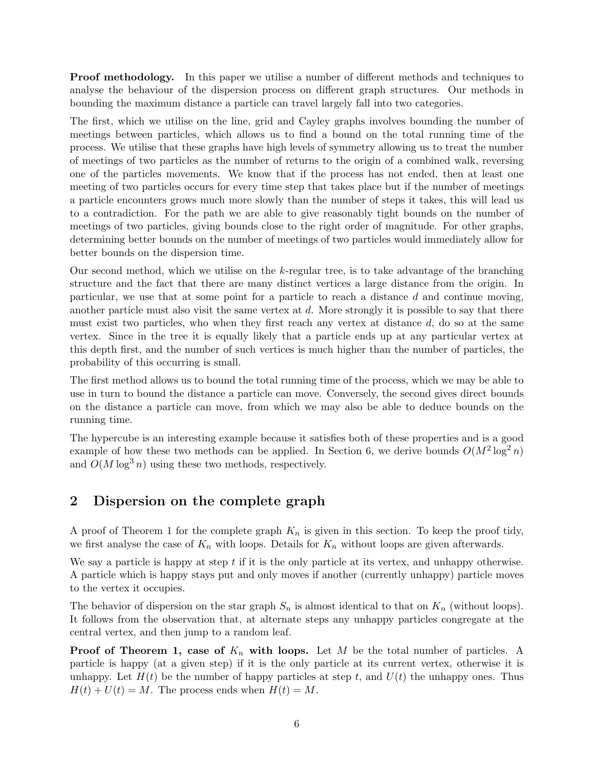**Proof methodology.** In this paper we utilise a number of different methods and techniques to analyse the behaviour of the dispersion process on different graph structures. Our methods in bounding the maximum distance a particle can travel largely fall into two categories.

The first, which we utilise on the line, grid and Cayley graphs involves bounding the number of meetings between particles, which allows us to find a bound on the total running time of the process. We utilise that these graphs have high levels of symmetry allowing us to treat the number of meetings of two particles as the number of returns to the origin of a combined walk, reversing one of the particles movements. We know that if the process has not ended, then at least one meeting of two particles occurs for every time step that takes place but if the number of meetings a particle encounters grows much more slowly than the number of steps it takes, this will lead us to a contradiction. For the path we are able to give reasonably tight bounds on the number of meetings of two particles, giving bounds close to the right order of magnitude. For other graphs, determining better bounds on the number of meetings of two particles would immediately allow for better bounds on the dispersion time.

Our second method, which we utilise on the $k$-regular tree, is to take advantage of the branching structure and the fact that there are many distinct vertices a large distance from the origin. In particular, we use that at some point for a particle to reach a distance $d$ and continue moving, another particle must also visit the same vertex at $d$. More strongly it is possible to say that there must exist two particles, who when they first reach any vertex at distance $d$, do so at the same vertex. Since in the tree it is equally likely that a particle ends up at any particular vertex at this depth first, and the number of such vertices is much higher than the number of particles, the probability of this occurring is small.

The first method allows us to bound the total running time of the process, which we may be able to use in turn to bound the distance a particle can move. Conversely, the second gives direct bounds on the distance a particle can move, from which we may also be able to deduce bounds on the running time.

The hypercube is an interesting example because it satisfies both of these properties and is a good example of how these two methods can be applied. In Section 6, we derive bounds $O(M^2 \log^2 n)$ and $O(M \log^3 n)$ using these two methods, respectively.

## 2 Dispersion on the complete graph

A proof of Theorem 1 for the complete graph $K_n$ is given in this section. To keep the proof tidy, we first analyse the case of $K_n$ with loops. Details for $K_n$ without loops are given afterwards.

We say a particle is happy at step $t$ if it is the only particle at its vertex, and unhappy otherwise. A particle which is happy stays put and only moves if another (currently unhappy) particle moves to the vertex it occupies.

The behavior of dispersion on the star graph $S_n$ is almost identical to that on $K_n$ (without loops). It follows from the observation that, at alternate steps any unhappy particles congregate at the central vertex, and then jump to a random leaf.

**Proof of Theorem 1, case of $K_n$ with loops.** Let $M$ be the total number of particles. A particle is happy (at a given step) if it is the only particle at its current vertex, otherwise it is unhappy. Let $H(t)$ be the number of happy particles at step $t$, and $U(t)$ the unhappy ones. Thus $H(t) + U(t) = M$. The process ends when $H(t) = M$.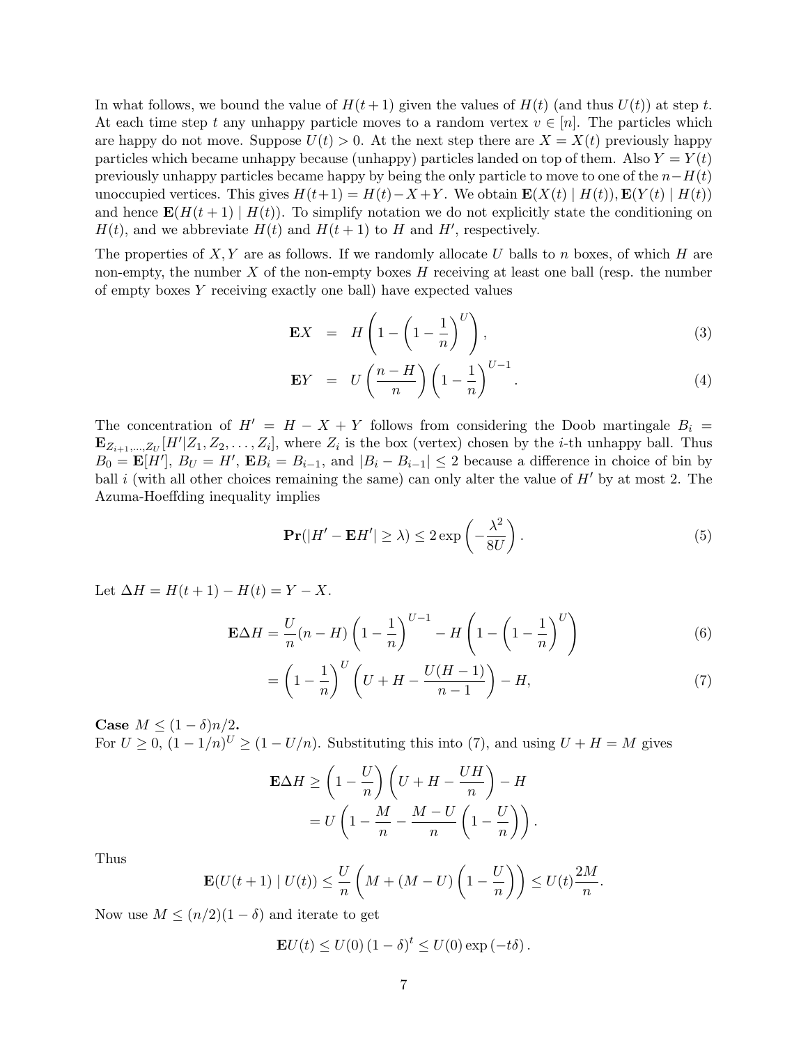In what follows, we bound the value of $H(t+1)$ given the values of $H(t)$ (and thus $U(t)$) at step $t$. At each time step $t$ any unhappy particle moves to a random vertex $v \in [n]$. The particles which are happy do not move. Suppose $U(t) > 0$. At the next step there are $X = X(t)$ previously happy particles which became unhappy because (unhappy) particles landed on top of them. Also $Y = Y(t)$ previously unhappy particles became happy by being the only particle to move to one of the $n - H(t)$ unoccupied vertices. This gives $H(t+1) = H(t) - X + Y$. We obtain $\mathbf{E}(X(t) \mid H(t)), \mathbf{E}(Y(t) \mid H(t))$ and hence $\mathbf{E}(H(t+1) \mid H(t))$. To simplify notation we do not explicitly state the conditioning on $H(t)$, and we abbreviate $H(t)$ and $H(t+1)$ to $H$ and $H'$, respectively.

The properties of $X, Y$ are as follows. If we randomly allocate $U$ balls to $n$ boxes, of which $H$ are non-empty, the number $X$ of the non-empty boxes $H$ receiving at least one ball (resp. the number of empty boxes $Y$ receiving exactly one ball) have expected values

$$\mathbf{E}X = H\left(1 - \left(1 - \frac{1}{n}\right)^U\right), \tag{3}$$

$$\mathbf{E}Y = U\left(\frac{n-H}{n}\right)\left(1 - \frac{1}{n}\right)^{U-1}. \tag{4}$$

The concentration of $H' = H - X + Y$ follows from considering the Doob martingale $B_i = \mathbf{E}_{Z_{i+1},\dots,Z_U}[H' | Z_1, Z_2, \dots, Z_i]$, where $Z_i$ is the box (vertex) chosen by the $i$-th unhappy ball. Thus $B_0 = \mathbf{E}[H']$, $B_U = H'$, $\mathbf{E}B_i = B_{i-1}$, and $|B_i - B_{i-1}| \leq 2$ because a difference in choice of bin by ball $i$ (with all other choices remaining the same) can only alter the value of $H'$ by at most 2. The Azuma-Hoeffding inequality implies

$$\mathbf{Pr}(|H' - \mathbf{E}H'| \geq \lambda) \leq 2\exp\left(-\frac{\lambda^2}{8U}\right). \tag{5}$$

Let $\Delta H = H(t+1) - H(t) = Y - X$.

$$\mathbf{E}\Delta H = \frac{U}{n}(n-H)\left(1 - \frac{1}{n}\right)^{U-1} - H\left(1 - \left(1 - \frac{1}{n}\right)^U\right) \tag{6}$$

$$= \left(1 - \frac{1}{n}\right)^U \left(U + H - \frac{U(H-1)}{n-1}\right) - H, \tag{7}$$

**Case $M \leq (1-\delta)n/2$.**
For $U \geq 0$, $(1 - 1/n)^U \geq (1 - U/n)$. Substituting this into (7), and using $U + H = M$ gives

$$\mathbf{E}\Delta H \geq \left(1 - \frac{U}{n}\right)\left(U + H - \frac{UH}{n}\right) - H$$
$$= U\left(1 - \frac{M}{n} - \frac{M-U}{n}\left(1 - \frac{U}{n}\right)\right).$$

Thus

$$\mathbf{E}(U(t+1) \mid U(t)) \leq \frac{U}{n}\left(M + (M-U)\left(1 - \frac{U}{n}\right)\right) \leq U(t)\frac{2M}{n}.$$

Now use $M \leq (n/2)(1-\delta)$ and iterate to get

$$\mathbf{E}U(t) \leq U(0)\,(1-\delta)^t \leq U(0)\exp(-t\delta).$$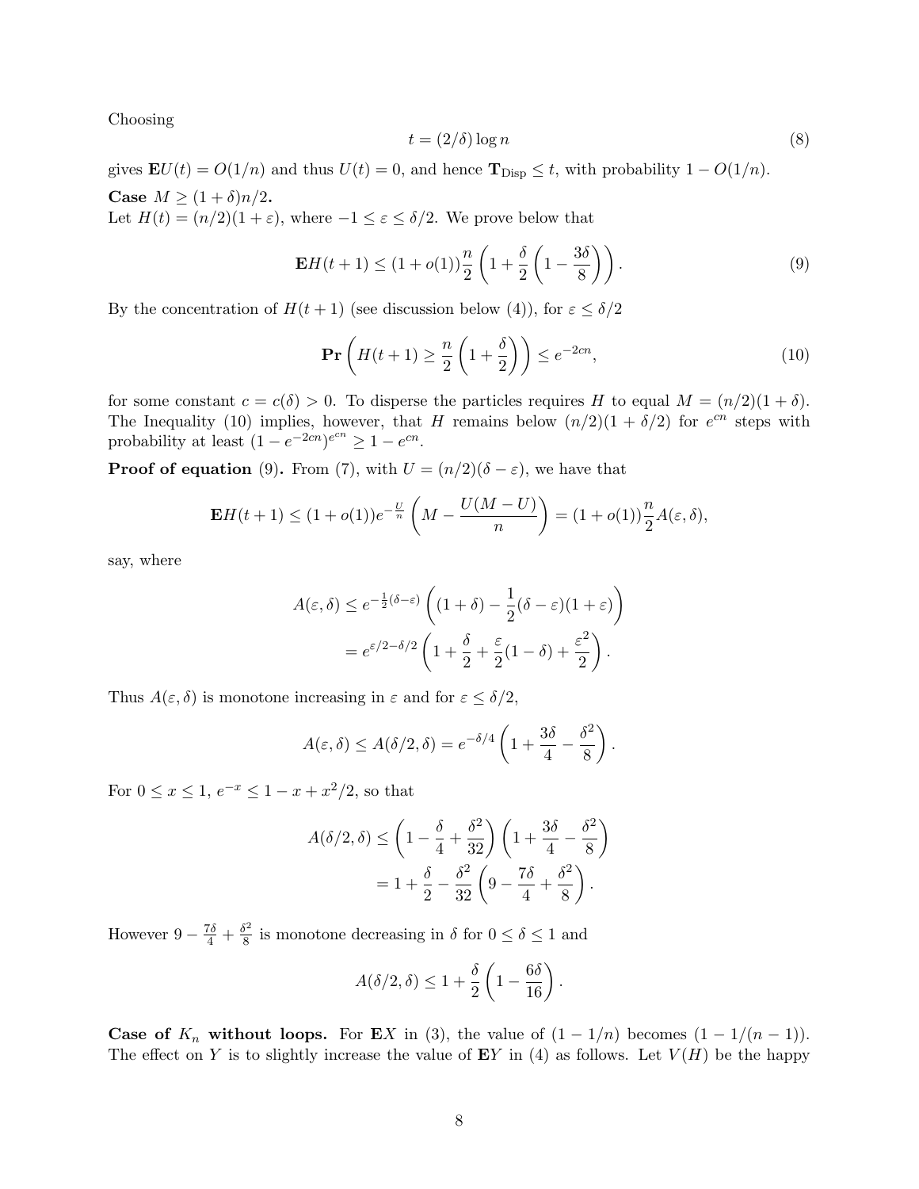Choosing

$$t = (2/\delta) \log n \tag{8}$$

gives $\mathbf{E}U(t) = O(1/n)$ and thus $U(t) = 0$, and hence $\mathbf{T}_{\text{Disp}} \leq t$, with probability $1 - O(1/n)$.

**Case $M \geq (1+\delta)n/2$.**

Let $H(t) = (n/2)(1+\varepsilon)$, where $-1 \leq \varepsilon \leq \delta/2$. We prove below that

$$\mathbf{E}H(t+1) \leq (1+o(1))\frac{n}{2}\left(1 + \frac{\delta}{2}\left(1 - \frac{3\delta}{8}\right)\right). \tag{9}$$

By the concentration of $H(t+1)$ (see discussion below (4)), for $\varepsilon \leq \delta/2$

$$\mathbf{Pr}\left(H(t+1) \geq \frac{n}{2}\left(1 + \frac{\delta}{2}\right)\right) \leq e^{-2cn}, \tag{10}$$

for some constant $c = c(\delta) > 0$. To disperse the particles requires $H$ to equal $M = (n/2)(1+\delta)$. The Inequality (10) implies, however, that $H$ remains below $(n/2)(1+\delta/2)$ for $e^{cn}$ steps with probability at least $(1 - e^{-2cn})^{e^{cn}} \geq 1 - e^{cn}$.

**Proof of equation** (9). From (7), with $U = (n/2)(\delta - \varepsilon)$, we have that

$$\mathbf{E}H(t+1) \leq (1+o(1))e^{-\frac{U}{n}}\left(M - \frac{U(M-U)}{n}\right) = (1+o(1))\frac{n}{2}A(\varepsilon,\delta),$$

say, where

$$\begin{aligned}
A(\varepsilon,\delta) &\leq e^{-\frac{1}{2}(\delta-\varepsilon)}\left((1+\delta) - \frac{1}{2}(\delta-\varepsilon)(1+\varepsilon)\right) \\
&= e^{\varepsilon/2-\delta/2}\left(1 + \frac{\delta}{2} + \frac{\varepsilon}{2}(1-\delta) + \frac{\varepsilon^2}{2}\right).
\end{aligned}$$

Thus $A(\varepsilon,\delta)$ is monotone increasing in $\varepsilon$ and for $\varepsilon \leq \delta/2$,

$$A(\varepsilon,\delta) \leq A(\delta/2,\delta) = e^{-\delta/4}\left(1 + \frac{3\delta}{4} - \frac{\delta^2}{8}\right).$$

For $0 \leq x \leq 1$, $e^{-x} \leq 1 - x + x^2/2$, so that

$$\begin{aligned}
A(\delta/2,\delta) &\leq \left(1 - \frac{\delta}{4} + \frac{\delta^2}{32}\right)\left(1 + \frac{3\delta}{4} - \frac{\delta^2}{8}\right) \\
&= 1 + \frac{\delta}{2} - \frac{\delta^2}{32}\left(9 - \frac{7\delta}{4} + \frac{\delta^2}{8}\right).
\end{aligned}$$

However $9 - \frac{7\delta}{4} + \frac{\delta^2}{8}$ is monotone decreasing in $\delta$ for $0 \leq \delta \leq 1$ and

$$A(\delta/2,\delta) \leq 1 + \frac{\delta}{2}\left(1 - \frac{6\delta}{16}\right).$$

**Case of $K_n$ without loops.** For $\mathbf{E}X$ in (3), the value of $(1 - 1/n)$ becomes $(1 - 1/(n-1))$. The effect on $Y$ is to slightly increase the value of $\mathbf{E}Y$ in (4) as follows. Let $V(H)$ be the happy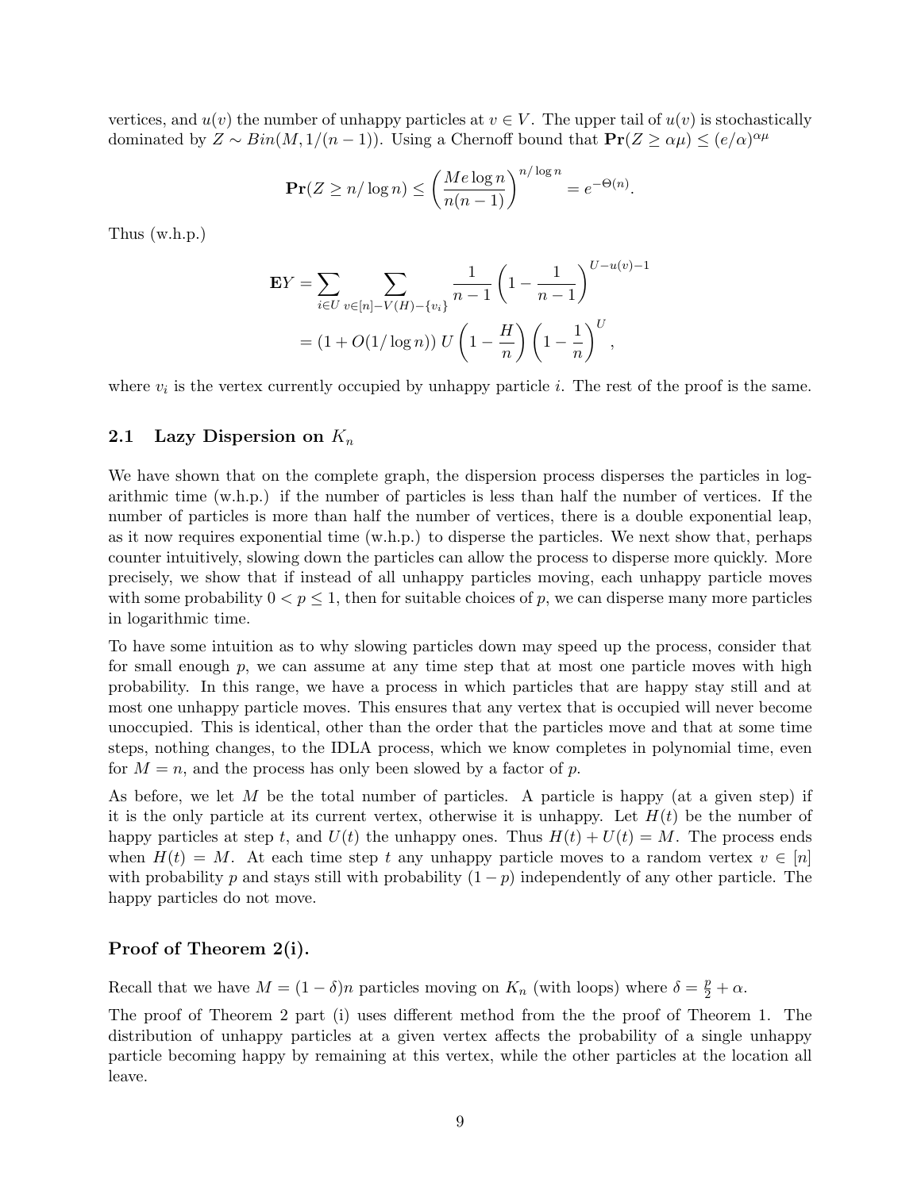vertices, and $u(v)$ the number of unhappy particles at $v \in V$. The upper tail of $u(v)$ is stochastically dominated by $Z \sim Bin(M, 1/(n-1))$. Using a Chernoff bound that $\mathbf{Pr}(Z \geq \alpha\mu) \leq (e/\alpha)^{\alpha\mu}$

$$\mathbf{Pr}(Z \geq n/\log n) \leq \left(\frac{Me\log n}{n(n-1)}\right)^{n/\log n} = e^{-\Theta(n)}.$$

Thus (w.h.p.)

$$\begin{aligned}
\mathbf{E}Y &= \sum_{i \in U} \sum_{v \in [n]-V(H)-\{v_i\}} \frac{1}{n-1}\left(1-\frac{1}{n-1}\right)^{U-u(v)-1} \\
&= (1+O(1/\log n))\, U \left(1-\frac{H}{n}\right)\left(1-\frac{1}{n}\right)^{U},
\end{aligned}$$

where $v_i$ is the vertex currently occupied by unhappy particle $i$. The rest of the proof is the same.

## 2.1 Lazy Dispersion on $K_n$

We have shown that on the complete graph, the dispersion process disperses the particles in logarithmic time (w.h.p.) if the number of particles is less than half the number of vertices. If the number of particles is more than half the number of vertices, there is a double exponential leap, as it now requires exponential time (w.h.p.) to disperse the particles. We next show that, perhaps counter intuitively, slowing down the particles can allow the process to disperse more quickly. More precisely, we show that if instead of all unhappy particles moving, each unhappy particle moves with some probability $0 < p \leq 1$, then for suitable choices of $p$, we can disperse many more particles in logarithmic time.

To have some intuition as to why slowing particles down may speed up the process, consider that for small enough $p$, we can assume at any time step that at most one particle moves with high probability. In this range, we have a process in which particles that are happy stay still and at most one unhappy particle moves. This ensures that any vertex that is occupied will never become unoccupied. This is identical, other than the order that the particles move and that at some time steps, nothing changes, to the IDLA process, which we know completes in polynomial time, even for $M = n$, and the process has only been slowed by a factor of $p$.

As before, we let $M$ be the total number of particles. A particle is happy (at a given step) if it is the only particle at its current vertex, otherwise it is unhappy. Let $H(t)$ be the number of happy particles at step $t$, and $U(t)$ the unhappy ones. Thus $H(t) + U(t) = M$. The process ends when $H(t) = M$. At each time step $t$ any unhappy particle moves to a random vertex $v \in [n]$ with probability $p$ and stays still with probability $(1-p)$ independently of any other particle. The happy particles do not move.

### Proof of Theorem 2(i).

Recall that we have $M = (1-\delta)n$ particles moving on $K_n$ (with loops) where $\delta = \frac{p}{2} + \alpha$.

The proof of Theorem 2 part (i) uses different method from the the proof of Theorem 1. The distribution of unhappy particles at a given vertex affects the probability of a single unhappy particle becoming happy by remaining at this vertex, while the other particles at the location all leave.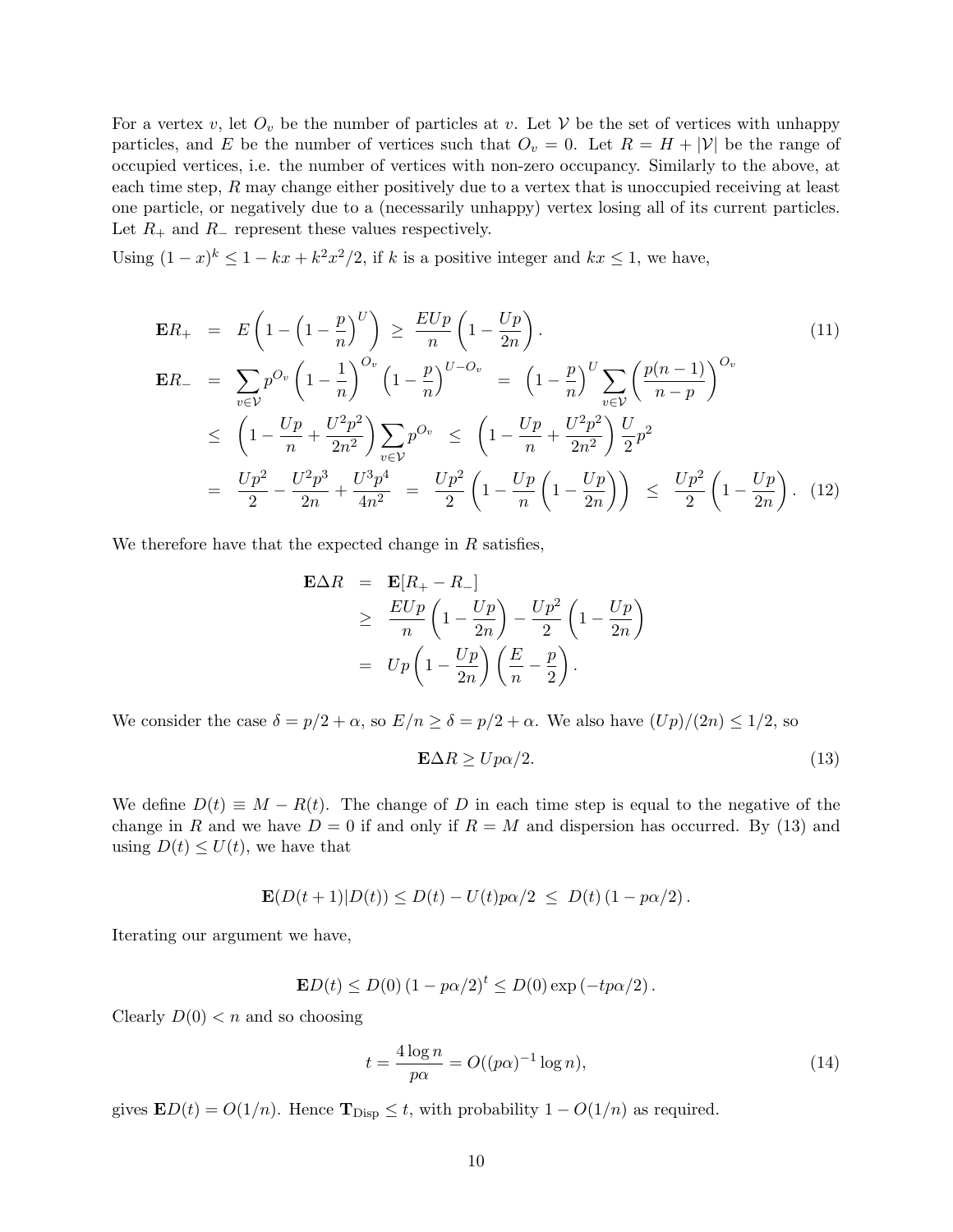For a vertex $v$, let $O_v$ be the number of particles at $v$. Let $\mathcal{V}$ be the set of vertices with unhappy particles, and $E$ be the number of vertices such that $O_v = 0$. Let $R = H + |\mathcal{V}|$ be the range of occupied vertices, i.e. the number of vertices with non-zero occupancy. Similarly to the above, at each time step, $R$ may change either positively due to a vertex that is unoccupied receiving at least one particle, or negatively due to a (necessarily unhappy) vertex losing all of its current particles. Let $R_+$ and $R_-$ represent these values respectively.

Using $(1-x)^k \leq 1 - kx + k^2x^2/2$, if $k$ is a positive integer and $kx \leq 1$, we have,

$$\mathbf{E}R_+ = E\left(1 - \left(1 - \frac{p}{n}\right)^U\right) \geq \frac{EUp}{n}\left(1 - \frac{Up}{2n}\right). \tag{11}$$

$$\begin{aligned}
\mathbf{E}R_- &= \sum_{v\in\mathcal{V}} p^{O_v}\left(1-\frac{1}{n}\right)^{O_v}\left(1-\frac{p}{n}\right)^{U-O_v} = \left(1-\frac{p}{n}\right)^U \sum_{v\in\mathcal{V}}\left(\frac{p(n-1)}{n-p}\right)^{O_v} \\
&\leq \left(1 - \frac{Up}{n} + \frac{U^2p^2}{2n^2}\right)\sum_{v\in\mathcal{V}} p^{O_v} \leq \left(1 - \frac{Up}{n} + \frac{U^2p^2}{2n^2}\right)\frac{U}{2}p^2 \\
&= \frac{Up^2}{2} - \frac{U^2p^3}{2n} + \frac{U^3p^4}{4n^2} = \frac{Up^2}{2}\left(1 - \frac{Up}{n}\left(1 - \frac{Up}{2n}\right)\right) \leq \frac{Up^2}{2}\left(1 - \frac{Up}{2n}\right).
\end{aligned} \tag{12}$$

We therefore have that the expected change in $R$ satisfies,

$$\begin{aligned}
\mathbf{E}\Delta R &= \mathbf{E}[R_+ - R_-] \\
&\geq \frac{EUp}{n}\left(1 - \frac{Up}{2n}\right) - \frac{Up^2}{2}\left(1 - \frac{Up}{2n}\right) \\
&= Up\left(1 - \frac{Up}{2n}\right)\left(\frac{E}{n} - \frac{p}{2}\right).
\end{aligned}$$

We consider the case $\delta = p/2 + \alpha$, so $E/n \geq \delta = p/2 + \alpha$. We also have $(Up)/(2n) \leq 1/2$, so

$$\mathbf{E}\Delta R \geq Up\alpha/2. \tag{13}$$

We define $D(t) \equiv M - R(t)$. The change of $D$ in each time step is equal to the negative of the change in $R$ and we have $D = 0$ if and only if $R = M$ and dispersion has occurred. By (13) and using $D(t) \leq U(t)$, we have that

$$\mathbf{E}(D(t+1)|D(t)) \leq D(t) - U(t)p\alpha/2 \leq D(t)\left(1 - p\alpha/2\right).$$

Iterating our argument we have,

$$\mathbf{E}D(t) \leq D(0)\left(1 - p\alpha/2\right)^t \leq D(0)\exp\left(-tp\alpha/2\right).$$

Clearly $D(0) < n$ and so choosing

$$t = \frac{4\log n}{p\alpha} = O((p\alpha)^{-1}\log n), \tag{14}$$

gives $\mathbf{E}D(t) = O(1/n)$. Hence $\mathbf{T}_{\text{Disp}} \leq t$, with probability $1 - O(1/n)$ as required.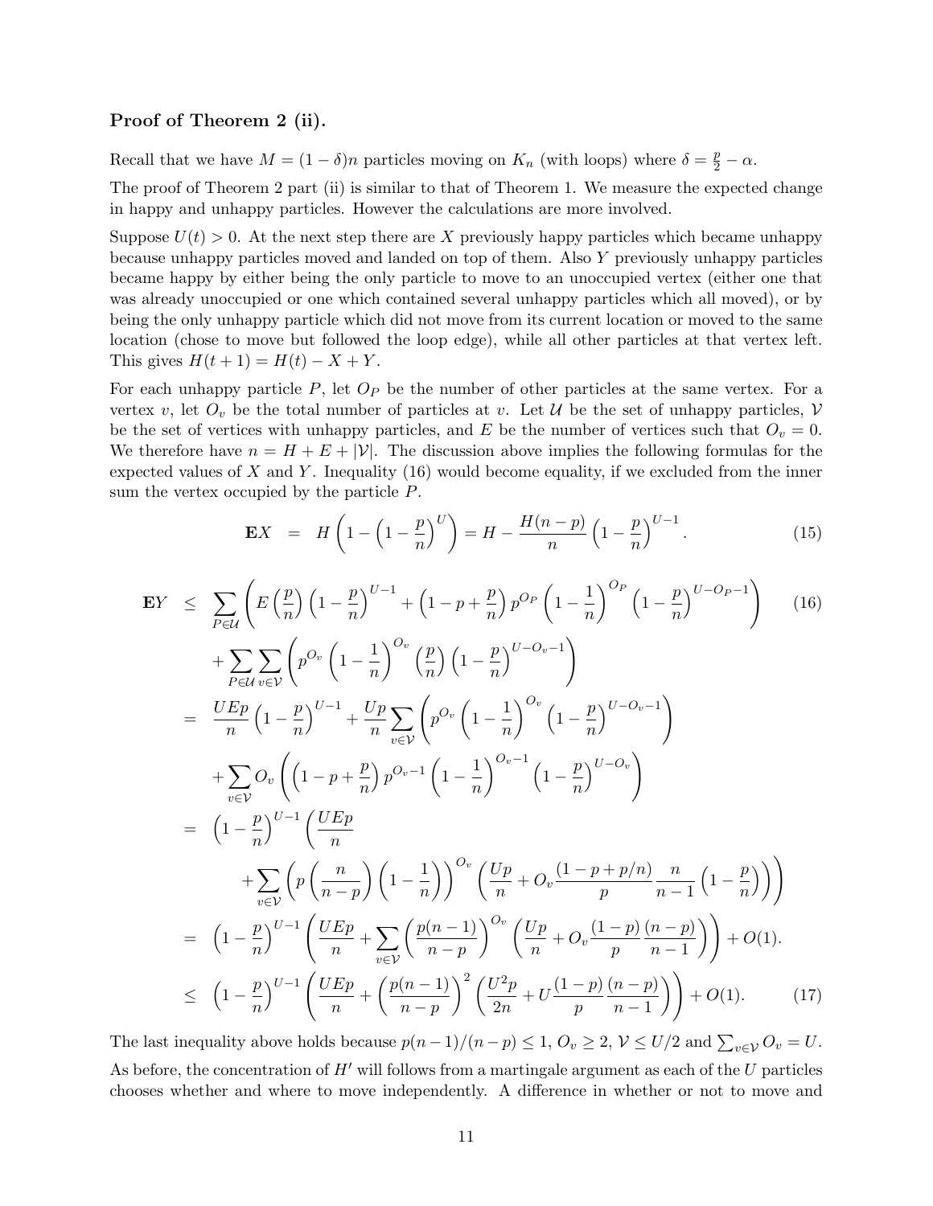**Proof of Theorem 2 (ii).**

Recall that we have $M = (1-\delta)n$ particles moving on $K_n$ (with loops) where $\delta = \frac{p}{2} - \alpha$.

The proof of Theorem 2 part (ii) is similar to that of Theorem 1. We measure the expected change in happy and unhappy particles. However the calculations are more involved.

Suppose $U(t) > 0$. At the next step there are $X$ previously happy particles which became unhappy because unhappy particles moved and landed on top of them. Also $Y$ previously unhappy particles became happy by either being the only particle to move to an unoccupied vertex (either one that was already unoccupied or one which contained several unhappy particles which all moved), or by being the only unhappy particle which did not move from its current location or moved to the same location (chose to move but followed the loop edge), while all other particles at that vertex left. This gives $H(t+1) = H(t) - X + Y$.

For each unhappy particle $P$, let $O_P$ be the number of other particles at the same vertex. For a vertex $v$, let $O_v$ be the total number of particles at $v$. Let $\mathcal{U}$ be the set of unhappy particles, $\mathcal{V}$ be the set of vertices with unhappy particles, and $E$ be the number of vertices such that $O_v = 0$. We therefore have $n = H + E + |\mathcal{V}|$. The discussion above implies the following formulas for the expected values of $X$ and $Y$. Inequality (16) would become equality, if we excluded from the inner sum the vertex occupied by the particle $P$.

$$\mathbf{E}X \;=\; H\left(1 - \left(1 - \frac{p}{n}\right)^U\right) = H - \frac{H(n-p)}{n}\left(1 - \frac{p}{n}\right)^{U-1}. \tag{15}$$

$$\begin{aligned}
\mathbf{E}Y \;&\le\; \sum_{P \in \mathcal{U}} \left( E\left(\frac{p}{n}\right)\left(1 - \frac{p}{n}\right)^{U-1} + \left(1 - p + \frac{p}{n}\right) p^{O_P} \left(1 - \frac{1}{n}\right)^{O_P} \left(1 - \frac{p}{n}\right)^{U - O_P - 1} \right) \qquad (16) \\
&\quad + \sum_{P \in \mathcal{U}} \sum_{v \in \mathcal{V}} \left( p^{O_v} \left(1 - \frac{1}{n}\right)^{O_v} \left(\frac{p}{n}\right) \left(1 - \frac{p}{n}\right)^{U - O_v - 1} \right) \\
&= \frac{UEp}{n}\left(1 - \frac{p}{n}\right)^{U-1} + \frac{Up}{n} \sum_{v \in \mathcal{V}} \left( p^{O_v} \left(1 - \frac{1}{n}\right)^{O_v} \left(1 - \frac{p}{n}\right)^{U - O_v - 1} \right) \\
&\quad + \sum_{v \in \mathcal{V}} O_v \left( \left(1 - p + \frac{p}{n}\right) p^{O_v - 1} \left(1 - \frac{1}{n}\right)^{O_v - 1} \left(1 - \frac{p}{n}\right)^{U - O_v} \right) \\
&= \left(1 - \frac{p}{n}\right)^{U-1} \left( \frac{UEp}{n} \right. \\
&\quad \left. + \sum_{v \in \mathcal{V}} \left( p \left(\frac{n}{n-p}\right) \left(1 - \frac{1}{n}\right) \right)^{O_v} \left( \frac{Up}{n} + O_v \frac{(1 - p + p/n)}{p} \frac{n}{n-1} \left(1 - \frac{p}{n}\right) \right) \right) \\
&= \left(1 - \frac{p}{n}\right)^{U-1} \left( \frac{UEp}{n} + \sum_{v \in \mathcal{V}} \left( \frac{p(n-1)}{n-p} \right)^{O_v} \left( \frac{Up}{n} + O_v \frac{(1-p)}{p} \frac{(n-p)}{n-1} \right) \right) + O(1). \\
&\le \left(1 - \frac{p}{n}\right)^{U-1} \left( \frac{UEp}{n} + \left( \frac{p(n-1)}{n-p} \right)^2 \left( \frac{U^2 p}{2n} + U \frac{(1-p)}{p} \frac{(n-p)}{n-1} \right) \right) + O(1). \qquad (17)
\end{aligned}$$

The last inequality above holds because $p(n-1)/(n-p) \le 1$, $O_v \ge 2$, $\mathcal{V} \le U/2$ and $\sum_{v \in \mathcal{V}} O_v = U$.

As before, the concentration of $H'$ will follows from a martingale argument as each of the $U$ particles chooses whether and where to move independently. A difference in whether or not to move and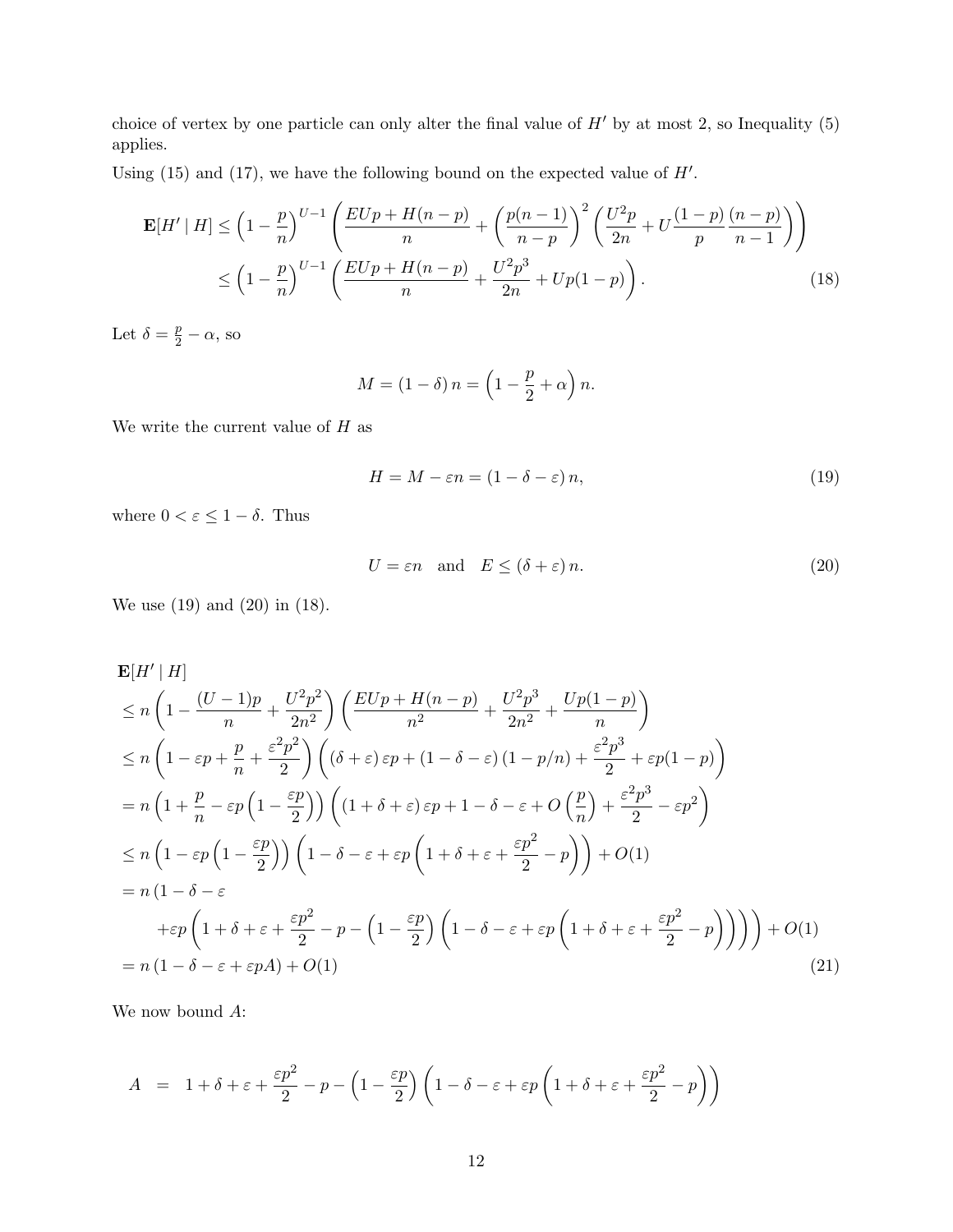choice of vertex by one particle can only alter the final value of $H'$ by at most 2, so Inequality (5) applies.

Using (15) and (17), we have the following bound on the expected value of $H'$.

$$
\begin{aligned}
\mathbf{E}[H' \mid H] &\leq \left(1 - \frac{p}{n}\right)^{U-1} \left( \frac{EUp + H(n-p)}{n} + \left(\frac{p(n-1)}{n-p}\right)^2 \left( \frac{U^2 p}{2n} + U \frac{(1-p)}{p} \frac{(n-p)}{n-1} \right) \right) \\
&\leq \left(1 - \frac{p}{n}\right)^{U-1} \left( \frac{EUp + H(n-p)}{n} + \frac{U^2 p^3}{2n} + Up(1-p) \right). \qquad (18)
\end{aligned}
$$

Let $\delta = \frac{p}{2} - \alpha$, so

$$
M = (1-\delta)\, n = \left(1 - \frac{p}{2} + \alpha\right) n.
$$

We write the current value of $H$ as

$$
H = M - \varepsilon n = (1 - \delta - \varepsilon)\, n, \qquad (19)
$$

where $0 < \varepsilon \leq 1 - \delta$. Thus

$$
U = \varepsilon n \quad \text{and} \quad E \leq (\delta + \varepsilon)\, n. \qquad (20)
$$

We use (19) and (20) in (18).

$$
\begin{aligned}
&\mathbf{E}[H' \mid H] \\
&\leq n \left(1 - \frac{(U-1)p}{n} + \frac{U^2 p^2}{2n^2}\right) \left( \frac{EUp + H(n-p)}{n^2} + \frac{U^2 p^3}{2n^2} + \frac{Up(1-p)}{n} \right) \\
&\leq n \left(1 - \varepsilon p + \frac{p}{n} + \frac{\varepsilon^2 p^2}{2}\right) \left( (\delta + \varepsilon)\, \varepsilon p + (1 - \delta - \varepsilon)(1 - p/n) + \frac{\varepsilon^2 p^3}{2} + \varepsilon p(1-p) \right) \\
&= n \left(1 + \frac{p}{n} - \varepsilon p \left(1 - \frac{\varepsilon p}{2}\right)\right) \left( (1 + \delta + \varepsilon)\, \varepsilon p + 1 - \delta - \varepsilon + O\left(\frac{p}{n}\right) + \frac{\varepsilon^2 p^3}{2} - \varepsilon p^2 \right) \\
&\leq n \left(1 - \varepsilon p \left(1 - \frac{\varepsilon p}{2}\right)\right) \left( 1 - \delta - \varepsilon + \varepsilon p \left( 1 + \delta + \varepsilon + \frac{\varepsilon p^2}{2} - p \right) \right) + O(1) \\
&= n \,(1 - \delta - \varepsilon \\
&\qquad + \varepsilon p \left( 1 + \delta + \varepsilon + \frac{\varepsilon p^2}{2} - p - \left(1 - \frac{\varepsilon p}{2}\right) \left( 1 - \delta - \varepsilon + \varepsilon p \left( 1 + \delta + \varepsilon + \frac{\varepsilon p^2}{2} - p \right) \right) \right) \Bigg) + O(1) \\
&= n\,(1 - \delta - \varepsilon + \varepsilon p A) + O(1) \qquad (21)
\end{aligned}
$$

We now bound $A$:

$$
A \;=\; 1 + \delta + \varepsilon + \frac{\varepsilon p^2}{2} - p - \left(1 - \frac{\varepsilon p}{2}\right) \left( 1 - \delta - \varepsilon + \varepsilon p \left( 1 + \delta + \varepsilon + \frac{\varepsilon p^2}{2} - p \right) \right)
$$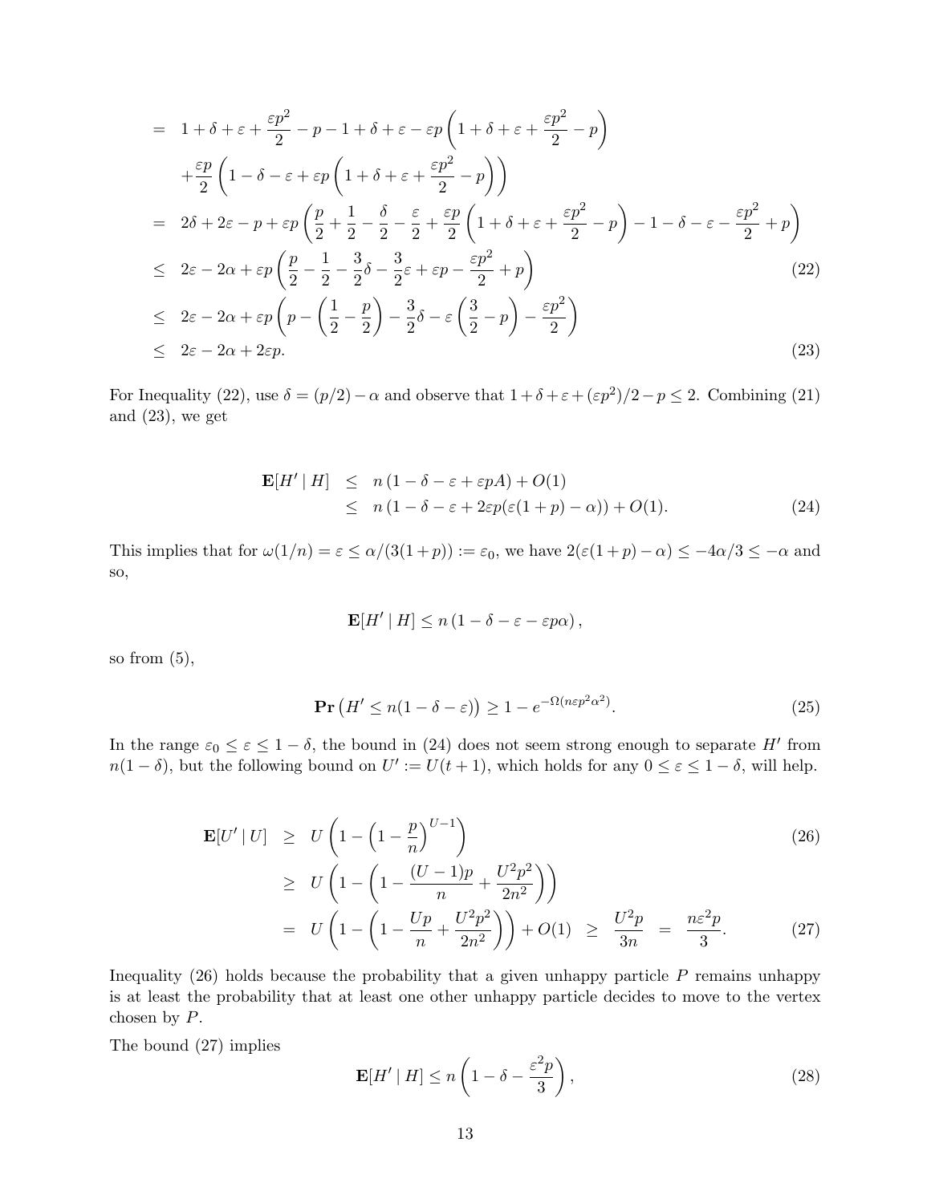$$
\begin{aligned}
&= 1+\delta+\varepsilon+\frac{\varepsilon p^2}{2}-p-1+\delta+\varepsilon-\varepsilon p\left(1+\delta+\varepsilon+\frac{\varepsilon p^2}{2}-p\right) \\
&\quad +\frac{\varepsilon p}{2}\left(1-\delta-\varepsilon+\varepsilon p\left(1+\delta+\varepsilon+\frac{\varepsilon p^2}{2}-p\right)\right) \\
&= 2\delta+2\varepsilon-p+\varepsilon p\left(\frac{p}{2}+\frac{1}{2}-\frac{\delta}{2}-\frac{\varepsilon}{2}+\frac{\varepsilon p}{2}\left(1+\delta+\varepsilon+\frac{\varepsilon p^2}{2}-p\right)-1-\delta-\varepsilon-\frac{\varepsilon p^2}{2}+p\right) \\
&\leq 2\varepsilon-2\alpha+\varepsilon p\left(\frac{p}{2}-\frac{1}{2}-\frac{3}{2}\delta-\frac{3}{2}\varepsilon+\varepsilon p-\frac{\varepsilon p^2}{2}+p\right) \qquad (22) \\
&\leq 2\varepsilon-2\alpha+\varepsilon p\left(p-\left(\frac{1}{2}-\frac{p}{2}\right)-\frac{3}{2}\delta-\varepsilon\left(\frac{3}{2}-p\right)-\frac{\varepsilon p^2}{2}\right) \\
&\leq 2\varepsilon-2\alpha+2\varepsilon p. \qquad (23)
\end{aligned}
$$

For Inequality (22), use $\delta = (p/2) - \alpha$ and observe that $1+\delta+\varepsilon+(\varepsilon p^2)/2-p \leq 2$. Combining (21) and (23), we get

$$
\begin{aligned}
\mathbf{E}[H' \mid H] &\leq n\left(1-\delta-\varepsilon+\varepsilon pA\right)+O(1) \\
&\leq n\left(1-\delta-\varepsilon+2\varepsilon p(\varepsilon(1+p)-\alpha)\right)+O(1). \qquad (24)
\end{aligned}
$$

This implies that for $\omega(1/n) = \varepsilon \leq \alpha/(3(1+p)) := \varepsilon_0$, we have $2(\varepsilon(1+p)-\alpha) \leq -4\alpha/3 \leq -\alpha$ and so,

$$
\mathbf{E}[H' \mid H] \leq n\left(1-\delta-\varepsilon-\varepsilon p\alpha\right),
$$

so from (5),

$$
\mathbf{Pr}\left(H' \leq n(1-\delta-\varepsilon)\right) \geq 1-e^{-\Omega(n\varepsilon p^2\alpha^2)}. \qquad (25)
$$

In the range $\varepsilon_0 \leq \varepsilon \leq 1-\delta$, the bound in (24) does not seem strong enough to separate $H'$ from $n(1-\delta)$, but the following bound on $U' := U(t+1)$, which holds for any $0 \leq \varepsilon \leq 1-\delta$, will help.

$$
\begin{aligned}
\mathbf{E}[U' \mid U] &\geq U\left(1-\left(1-\frac{p}{n}\right)^{U-1}\right) \qquad (26) \\
&\geq U\left(1-\left(1-\frac{(U-1)p}{n}+\frac{U^2p^2}{2n^2}\right)\right) \\
&= U\left(1-\left(1-\frac{Up}{n}+\frac{U^2p^2}{2n^2}\right)\right)+O(1) \;\geq\; \frac{U^2p}{3n} \;=\; \frac{n\varepsilon^2 p}{3}. \qquad (27)
\end{aligned}
$$

Inequality (26) holds because the probability that a given unhappy particle $P$ remains unhappy is at least the probability that at least one other unhappy particle decides to move to the vertex chosen by $P$.

The bound (27) implies

$$
\mathbf{E}[H' \mid H] \leq n\left(1-\delta-\frac{\varepsilon^2 p}{3}\right), \qquad (28)
$$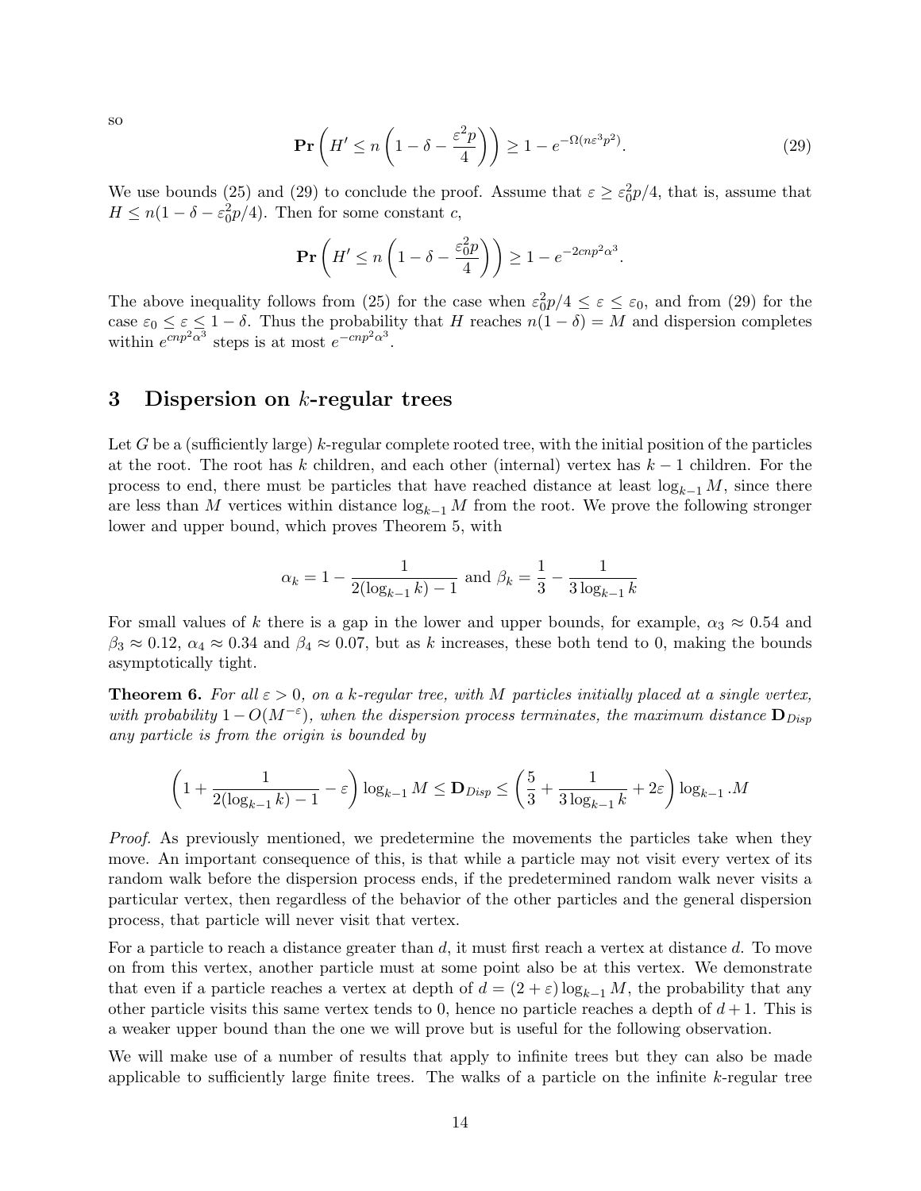so

$$\mathbf{Pr}\left(H' \leq n\left(1-\delta-\frac{\varepsilon^2 p}{4}\right)\right) \geq 1-e^{-\Omega(n\varepsilon^3 p^2)}. \tag{29}$$

We use bounds (25) and (29) to conclude the proof. Assume that $\varepsilon \geq \varepsilon_0^2 p/4$, that is, assume that $H \leq n(1-\delta-\varepsilon_0^2 p/4)$. Then for some constant $c$,

$$\mathbf{Pr}\left(H' \leq n\left(1-\delta-\frac{\varepsilon_0^2 p}{4}\right)\right) \geq 1-e^{-2cnp^2\alpha^3}.$$

The above inequality follows from (25) for the case when $\varepsilon_0^2 p/4 \leq \varepsilon \leq \varepsilon_0$, and from (29) for the case $\varepsilon_0 \leq \varepsilon \leq 1-\delta$. Thus the probability that $H$ reaches $n(1-\delta) = M$ and dispersion completes within $e^{cnp^2\alpha^3}$ steps is at most $e^{-cnp^2\alpha^3}$.

## 3 Dispersion on $k$-regular trees

Let $G$ be a (sufficiently large) $k$-regular complete rooted tree, with the initial position of the particles at the root. The root has $k$ children, and each other (internal) vertex has $k-1$ children. For the process to end, there must be particles that have reached distance at least $\log_{k-1} M$, since there are less than $M$ vertices within distance $\log_{k-1} M$ from the root. We prove the following stronger lower and upper bound, which proves Theorem 5, with

$$\alpha_k = 1-\frac{1}{2(\log_{k-1} k)-1} \text{ and } \beta_k = \frac{1}{3}-\frac{1}{3\log_{k-1} k}$$

For small values of $k$ there is a gap in the lower and upper bounds, for example, $\alpha_3 \approx 0.54$ and $\beta_3 \approx 0.12$, $\alpha_4 \approx 0.34$ and $\beta_4 \approx 0.07$, but as $k$ increases, these both tend to 0, making the bounds asymptotically tight.

**Theorem 6.** *For all $\varepsilon > 0$, on a $k$-regular tree, with $M$ particles initially placed at a single vertex, with probability $1-O(M^{-\varepsilon})$, when the dispersion process terminates, the maximum distance $\mathbf{D}_{Disp}$ any particle is from the origin is bounded by*

$$\left(1+\frac{1}{2(\log_{k-1} k)-1}-\varepsilon\right)\log_{k-1} M \leq \mathbf{D}_{Disp} \leq \left(\frac{5}{3}+\frac{1}{3\log_{k-1} k}+2\varepsilon\right)\log_{k-1} .M$$

*Proof.* As previously mentioned, we predetermine the movements the particles take when they move. An important consequence of this, is that while a particle may not visit every vertex of its random walk before the dispersion process ends, if the predetermined random walk never visits a particular vertex, then regardless of the behavior of the other particles and the general dispersion process, that particle will never visit that vertex.

For a particle to reach a distance greater than $d$, it must first reach a vertex at distance $d$. To move on from this vertex, another particle must at some point also be at this vertex. We demonstrate that even if a particle reaches a vertex at depth of $d = (2+\varepsilon)\log_{k-1} M$, the probability that any other particle visits this same vertex tends to 0, hence no particle reaches a depth of $d+1$. This is a weaker upper bound than the one we will prove but is useful for the following observation.

We will make use of a number of results that apply to infinite trees but they can also be made applicable to sufficiently large finite trees. The walks of a particle on the infinite $k$-regular tree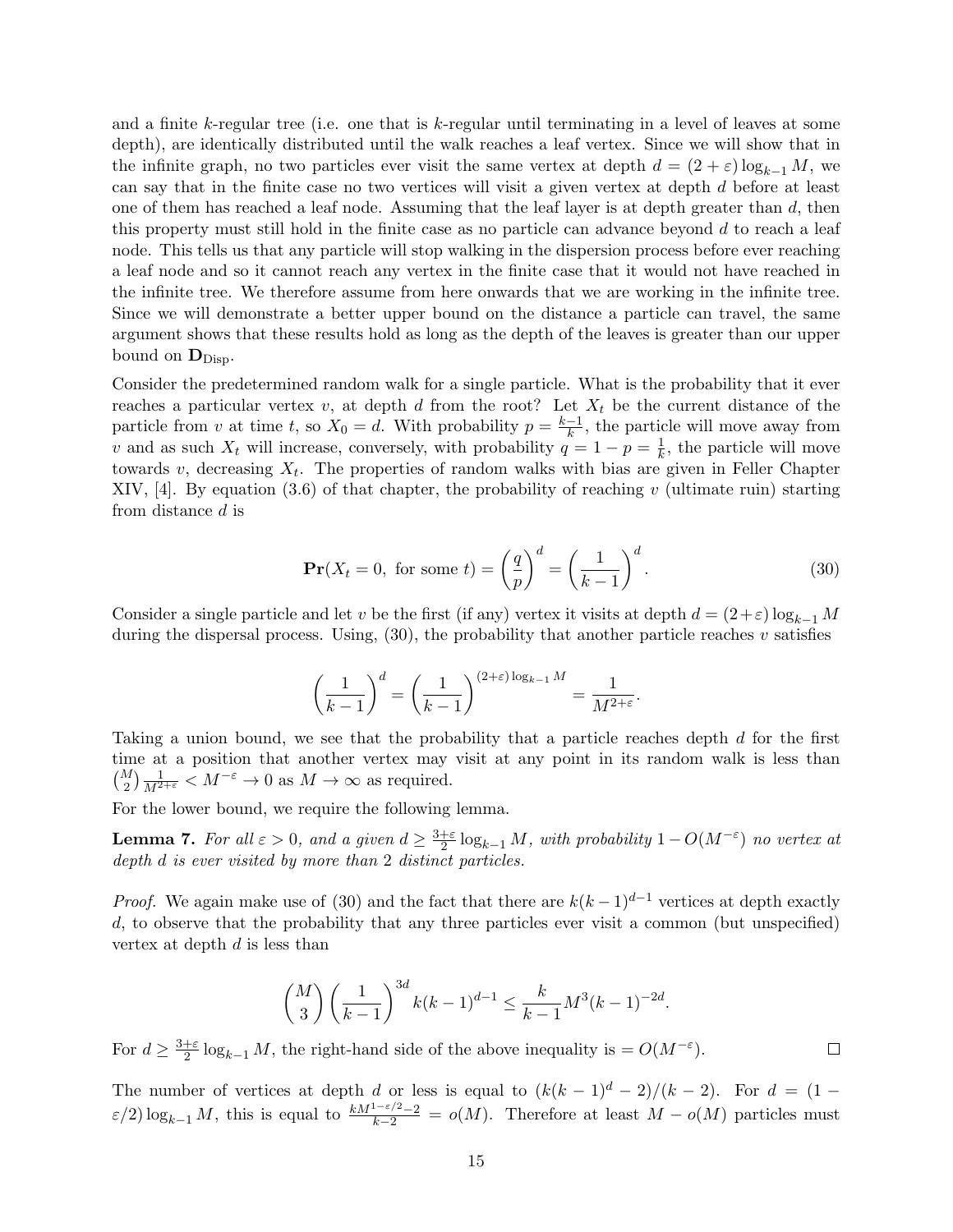and a finite $k$-regular tree (i.e. one that is $k$-regular until terminating in a level of leaves at some depth), are identically distributed until the walk reaches a leaf vertex. Since we will show that in the infinite graph, no two particles ever visit the same vertex at depth $d = (2+\varepsilon)\log_{k-1} M$, we can say that in the finite case no two vertices will visit a given vertex at depth $d$ before at least one of them has reached a leaf node. Assuming that the leaf layer is at depth greater than $d$, then this property must still hold in the finite case as no particle can advance beyond $d$ to reach a leaf node. This tells us that any particle will stop walking in the dispersion process before ever reaching a leaf node and so it cannot reach any vertex in the finite case that it would not have reached in the infinite tree. We therefore assume from here onwards that we are working in the infinite tree. Since we will demonstrate a better upper bound on the distance a particle can travel, the same argument shows that these results hold as long as the depth of the leaves is greater than our upper bound on $\mathbf{D}_{\text{Disp}}$.

Consider the predetermined random walk for a single particle. What is the probability that it ever reaches a particular vertex $v$, at depth $d$ from the root? Let $X_t$ be the current distance of the particle from $v$ at time $t$, so $X_0 = d$. With probability $p = \frac{k-1}{k}$, the particle will move away from $v$ and as such $X_t$ will increase, conversely, with probability $q = 1 - p = \frac{1}{k}$, the particle will move towards $v$, decreasing $X_t$. The properties of random walks with bias are given in Feller Chapter XIV, [4]. By equation (3.6) of that chapter, the probability of reaching $v$ (ultimate ruin) starting from distance $d$ is

$$\mathbf{Pr}(X_t = 0, \text{ for some } t) = \left(\frac{q}{p}\right)^d = \left(\frac{1}{k-1}\right)^d. \tag{30}$$

Consider a single particle and let $v$ be the first (if any) vertex it visits at depth $d = (2+\varepsilon)\log_{k-1} M$ during the dispersal process. Using, (30), the probability that another particle reaches $v$ satisfies

$$\left(\frac{1}{k-1}\right)^d = \left(\frac{1}{k-1}\right)^{(2+\varepsilon)\log_{k-1} M} = \frac{1}{M^{2+\varepsilon}}.$$

Taking a union bound, we see that the probability that a particle reaches depth $d$ for the first time at a position that another vertex may visit at any point in its random walk is less than $\binom{M}{2}\frac{1}{M^{2+\varepsilon}} < M^{-\varepsilon} \to 0$ as $M \to \infty$ as required.

For the lower bound, we require the following lemma.

**Lemma 7.** *For all $\varepsilon > 0$, and a given $d \geq \frac{3+\varepsilon}{2}\log_{k-1} M$, with probability $1 - O(M^{-\varepsilon})$ no vertex at depth $d$ is ever visited by more than 2 distinct particles.*

*Proof.* We again make use of (30) and the fact that there are $k(k-1)^{d-1}$ vertices at depth exactly $d$, to observe that the probability that any three particles ever visit a common (but unspecified) vertex at depth $d$ is less than

$$\binom{M}{3}\left(\frac{1}{k-1}\right)^{3d} k(k-1)^{d-1} \leq \frac{k}{k-1} M^3 (k-1)^{-2d}.$$

For $d \geq \frac{3+\varepsilon}{2}\log_{k-1} M$, the right-hand side of the above inequality is $= O(M^{-\varepsilon})$. $\square$

The number of vertices at depth $d$ or less is equal to $(k(k-1)^d - 2)/(k-2)$. For $d = (1 - \varepsilon/2)\log_{k-1} M$, this is equal to $\frac{kM^{1-\varepsilon/2}-2}{k-2} = o(M)$. Therefore at least $M - o(M)$ particles must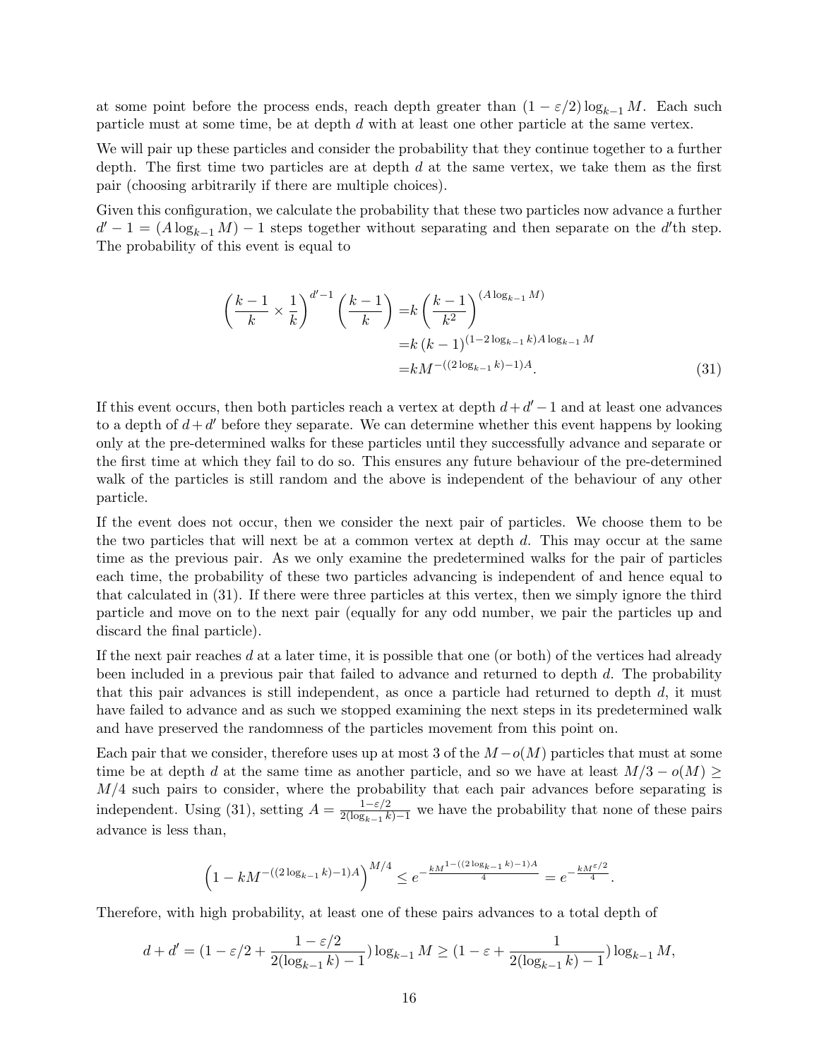at some point before the process ends, reach depth greater than $(1 - \varepsilon/2)\log_{k-1} M$. Each such particle must at some time, be at depth $d$ with at least one other particle at the same vertex.

We will pair up these particles and consider the probability that they continue together to a further depth. The first time two particles are at depth $d$ at the same vertex, we take them as the first pair (choosing arbitrarily if there are multiple choices).

Given this configuration, we calculate the probability that these two particles now advance a further $d' - 1 = (A \log_{k-1} M) - 1$ steps together without separating and then separate on the $d'$th step. The probability of this event is equal to

$$\begin{aligned}
\left(\frac{k-1}{k} \times \frac{1}{k}\right)^{d'-1} \left(\frac{k-1}{k}\right) &= k \left(\frac{k-1}{k^2}\right)^{(A \log_{k-1} M)} \\
&= k \,(k-1)^{(1 - 2\log_{k-1} k) A \log_{k-1} M} \\
&= k M^{-((2 \log_{k-1} k) - 1)A}. \qquad (31)
\end{aligned}$$

If this event occurs, then both particles reach a vertex at depth $d + d' - 1$ and at least one advances to a depth of $d + d'$ before they separate. We can determine whether this event happens by looking only at the pre-determined walks for these particles until they successfully advance and separate or the first time at which they fail to do so. This ensures any future behaviour of the pre-determined walk of the particles is still random and the above is independent of the behaviour of any other particle.

If the event does not occur, then we consider the next pair of particles. We choose them to be the two particles that will next be at a common vertex at depth $d$. This may occur at the same time as the previous pair. As we only examine the predetermined walks for the pair of particles each time, the probability of these two particles advancing is independent of and hence equal to that calculated in (31). If there were three particles at this vertex, then we simply ignore the third particle and move on to the next pair (equally for any odd number, we pair the particles up and discard the final particle).

If the next pair reaches $d$ at a later time, it is possible that one (or both) of the vertices had already been included in a previous pair that failed to advance and returned to depth $d$. The probability that this pair advances is still independent, as once a particle had returned to depth $d$, it must have failed to advance and as such we stopped examining the next steps in its predetermined walk and have preserved the randomness of the particles movement from this point on.

Each pair that we consider, therefore uses up at most 3 of the $M - o(M)$ particles that must at some time be at depth $d$ at the same time as another particle, and so we have at least $M/3 - o(M) \geq M/4$ such pairs to consider, where the probability that each pair advances before separating is independent. Using (31), setting $A = \frac{1-\varepsilon/2}{2(\log_{k-1} k) - 1}$ we have the probability that none of these pairs advance is less than,

$$\left(1 - kM^{-((2\log_{k-1} k) - 1)A}\right)^{M/4} \leq e^{-\frac{kM^{1-((2\log_{k-1} k)-1)A}}{4}} = e^{-\frac{kM^{\varepsilon/2}}{4}}.$$

Therefore, with high probability, at least one of these pairs advances to a total depth of

$$d + d' = (1 - \varepsilon/2 + \frac{1 - \varepsilon/2}{2(\log_{k-1} k) - 1}) \log_{k-1} M \geq (1 - \varepsilon + \frac{1}{2(\log_{k-1} k) - 1}) \log_{k-1} M,$$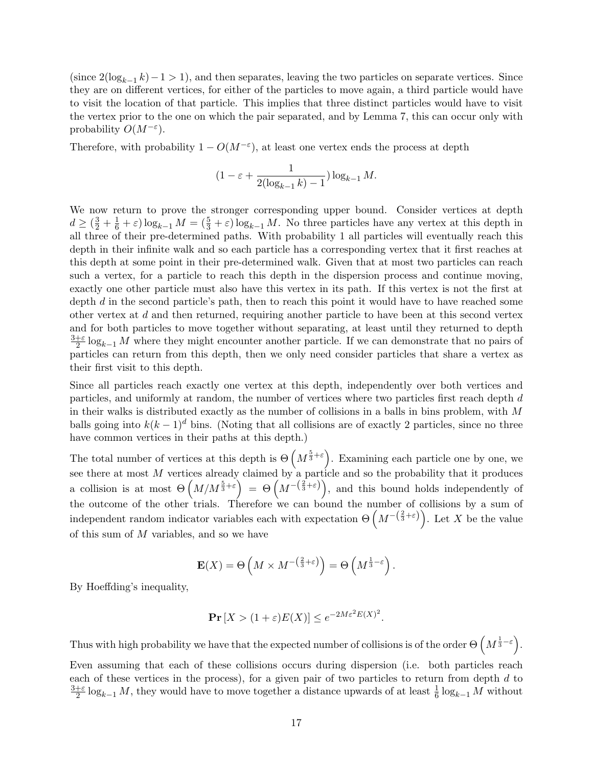(since $2(\log_{k-1} k)-1 > 1$), and then separates, leaving the two particles on separate vertices. Since they are on different vertices, for either of the particles to move again, a third particle would have to visit the location of that particle. This implies that three distinct particles would have to visit the vertex prior to the one on which the pair separated, and by Lemma 7, this can occur only with probability $O(M^{-\varepsilon})$.

Therefore, with probability $1 - O(M^{-\varepsilon})$, at least one vertex ends the process at depth

$$(1 - \varepsilon + \frac{1}{2(\log_{k-1} k) - 1}) \log_{k-1} M.$$

We now return to prove the stronger corresponding upper bound. Consider vertices at depth $d \geq (\frac{3}{2} + \frac{1}{6} + \varepsilon) \log_{k-1} M = (\frac{5}{3} + \varepsilon) \log_{k-1} M$. No three particles have any vertex at this depth in all three of their pre-determined paths. With probability 1 all particles will eventually reach this depth in their infinite walk and so each particle has a corresponding vertex that it first reaches at this depth at some point in their pre-determined walk. Given that at most two particles can reach such a vertex, for a particle to reach this depth in the dispersion process and continue moving, exactly one other particle must also have this vertex in its path. If this vertex is not the first at depth $d$ in the second particle's path, then to reach this point it would have to have reached some other vertex at $d$ and then returned, requiring another particle to have been at this second vertex and for both particles to move together without separating, at least until they returned to depth $\frac{3+\varepsilon}{2} \log_{k-1} M$ where they might encounter another particle. If we can demonstrate that no pairs of particles can return from this depth, then we only need consider particles that share a vertex as their first visit to this depth.

Since all particles reach exactly one vertex at this depth, independently over both vertices and particles, and uniformly at random, the number of vertices where two particles first reach depth $d$ in their walks is distributed exactly as the number of collisions in a balls in bins problem, with $M$ balls going into $k(k-1)^d$ bins. (Noting that all collisions are of exactly 2 particles, since no three have common vertices in their paths at this depth.)

The total number of vertices at this depth is $\Theta\left(M^{\frac{5}{3}+\varepsilon}\right)$. Examining each particle one by one, we see there at most $M$ vertices already claimed by a particle and so the probability that it produces a collision is at most $\Theta\left(M/M^{\frac{5}{3}+\varepsilon}\right) = \Theta\left(M^{-\left(\frac{2}{3}+\varepsilon\right)}\right)$, and this bound holds independently of the outcome of the other trials. Therefore we can bound the number of collisions by a sum of independent random indicator variables each with expectation $\Theta\left(M^{-\left(\frac{2}{3}+\varepsilon\right)}\right)$. Let $X$ be the value of this sum of $M$ variables, and so we have

$$\mathbf{E}(X) = \Theta\left(M \times M^{-\left(\frac{2}{3}+\varepsilon\right)}\right) = \Theta\left(M^{\frac{1}{3}-\varepsilon}\right).$$

By Hoeffding's inequality,

$$\mathbf{Pr}\left[X > (1+\varepsilon)E(X)\right] \leq e^{-2M\varepsilon^2 E(X)^2}.$$

Thus with high probability we have that the expected number of collisions is of the order $\Theta\left(M^{\frac{1}{3}-\varepsilon}\right)$.

Even assuming that each of these collisions occurs during dispersion (i.e. both particles reach each of these vertices in the process), for a given pair of two particles to return from depth $d$ to $\frac{3+\varepsilon}{2} \log_{k-1} M$, they would have to move together a distance upwards of at least $\frac{1}{6} \log_{k-1} M$ without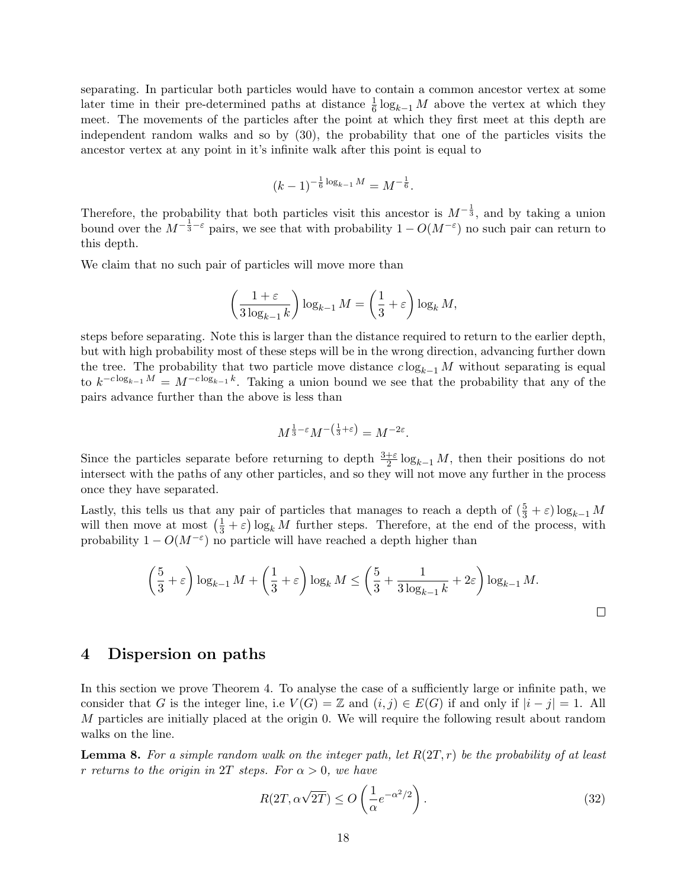separating. In particular both particles would have to contain a common ancestor vertex at some later time in their pre-determined paths at distance $\frac{1}{6}\log_{k-1} M$ above the vertex at which they meet. The movements of the particles after the point at which they first meet at this depth are independent random walks and so by (30), the probability that one of the particles visits the ancestor vertex at any point in it's infinite walk after this point is equal to

$$(k-1)^{-\frac{1}{6}\log_{k-1} M} = M^{-\frac{1}{6}}.$$

Therefore, the probability that both particles visit this ancestor is $M^{-\frac{1}{3}}$, and by taking a union bound over the $M^{-\frac{1}{3}-\varepsilon}$ pairs, we see that with probability $1 - O(M^{-\varepsilon})$ no such pair can return to this depth.

We claim that no such pair of particles will move more than

$$\left(\frac{1+\varepsilon}{3\log_{k-1} k}\right)\log_{k-1} M = \left(\frac{1}{3}+\varepsilon\right)\log_k M,$$

steps before separating. Note this is larger than the distance required to return to the earlier depth, but with high probability most of these steps will be in the wrong direction, advancing further down the tree. The probability that two particle move distance $c\log_{k-1} M$ without separating is equal to $k^{-c\log_{k-1} M} = M^{-c\log_{k-1} k}$. Taking a union bound we see that the probability that any of the pairs advance further than the above is less than

$$M^{\frac{1}{3}-\varepsilon} M^{-\left(\frac{1}{3}+\varepsilon\right)} = M^{-2\varepsilon}.$$

Since the particles separate before returning to depth $\frac{3+\varepsilon}{2}\log_{k-1} M$, then their positions do not intersect with the paths of any other particles, and so they will not move any further in the process once they have separated.

Lastly, this tells us that any pair of particles that manages to reach a depth of $(\frac{5}{3}+\varepsilon)\log_{k-1} M$ will then move at most $\left(\frac{1}{3}+\varepsilon\right)\log_k M$ further steps. Therefore, at the end of the process, with probability $1 - O(M^{-\varepsilon})$ no particle will have reached a depth higher than

$$\left(\frac{5}{3}+\varepsilon\right)\log_{k-1} M + \left(\frac{1}{3}+\varepsilon\right)\log_k M \le \left(\frac{5}{3} + \frac{1}{3\log_{k-1} k} + 2\varepsilon\right)\log_{k-1} M.$$

□

# 4 Dispersion on paths

In this section we prove Theorem 4. To analyse the case of a sufficiently large or infinite path, we consider that $G$ is the integer line, i.e $V(G) = \mathbb{Z}$ and $(i,j) \in E(G)$ if and only if $|i-j| = 1$. All $M$ particles are initially placed at the origin 0. We will require the following result about random walks on the line.

**Lemma 8.** *For a simple random walk on the integer path, let $R(2T, r)$ be the probability of at least $r$ returns to the origin in $2T$ steps. For $\alpha > 0$, we have*

$$R(2T, \alpha\sqrt{2T}) \le O\left(\frac{1}{\alpha}e^{-\alpha^2/2}\right). \tag{32}$$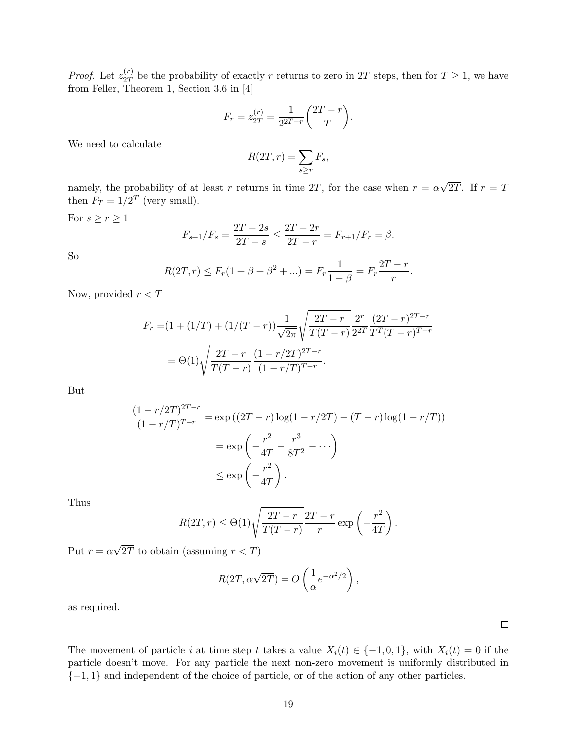*Proof.* Let $z_{2T}^{(r)}$ be the probability of exactly $r$ returns to zero in $2T$ steps, then for $T \geq 1$, we have from Feller, Theorem 1, Section 3.6 in [4]

$$F_r = z_{2T}^{(r)} = \frac{1}{2^{2T-r}} \binom{2T-r}{T}.$$

We need to calculate

$$R(2T, r) = \sum_{s \geq r} F_s,$$

namely, the probability of at least $r$ returns in time $2T$, for the case when $r = \alpha\sqrt{2T}$. If $r = T$ then $F_T = 1/2^T$ (very small).

For $s \geq r \geq 1$

$$F_{s+1}/F_s = \frac{2T-2s}{2T-s} \leq \frac{2T-2r}{2T-r} = F_{r+1}/F_r = \beta.$$

So

$$R(2T, r) \leq F_r(1 + \beta + \beta^2 + ...) = F_r \frac{1}{1-\beta} = F_r \frac{2T-r}{r}.$$

Now, provided $r < T$

$$\begin{aligned}
F_r &= (1 + (1/T) + (1/(T-r))\frac{1}{\sqrt{2\pi}} \sqrt{\frac{2T-r}{T(T-r)}} \frac{2^r}{2^{2T}} \frac{(2T-r)^{2T-r}}{T^T(T-r)^{T-r}} \\
&= \Theta(1)\sqrt{\frac{2T-r}{T(T-r)}} \frac{(1-r/2T)^{2T-r}}{(1-r/T)^{T-r}}.
\end{aligned}$$

But

$$\begin{aligned}
\frac{(1-r/2T)^{2T-r}}{(1-r/T)^{T-r}} &= \exp\left((2T-r)\log(1-r/2T) - (T-r)\log(1-r/T)\right) \\
&= \exp\left(-\frac{r^2}{4T} - \frac{r^3}{8T^2} - \cdots\right) \\
&\leq \exp\left(-\frac{r^2}{4T}\right).
\end{aligned}$$

Thus

$$R(2T, r) \leq \Theta(1)\sqrt{\frac{2T-r}{T(T-r)}} \frac{2T-r}{r} \exp\left(-\frac{r^2}{4T}\right).$$

Put $r = \alpha\sqrt{2T}$ to obtain (assuming $r < T$)

$$R(2T, \alpha\sqrt{2T}) = O\left(\frac{1}{\alpha} e^{-\alpha^2/2}\right),$$

as required.

□

The movement of particle $i$ at time step $t$ takes a value $X_i(t) \in \{-1, 0, 1\}$, with $X_i(t) = 0$ if the particle doesn't move. For any particle the next non-zero movement is uniformly distributed in $\{-1, 1\}$ and independent of the choice of particle, or of the action of any other particles.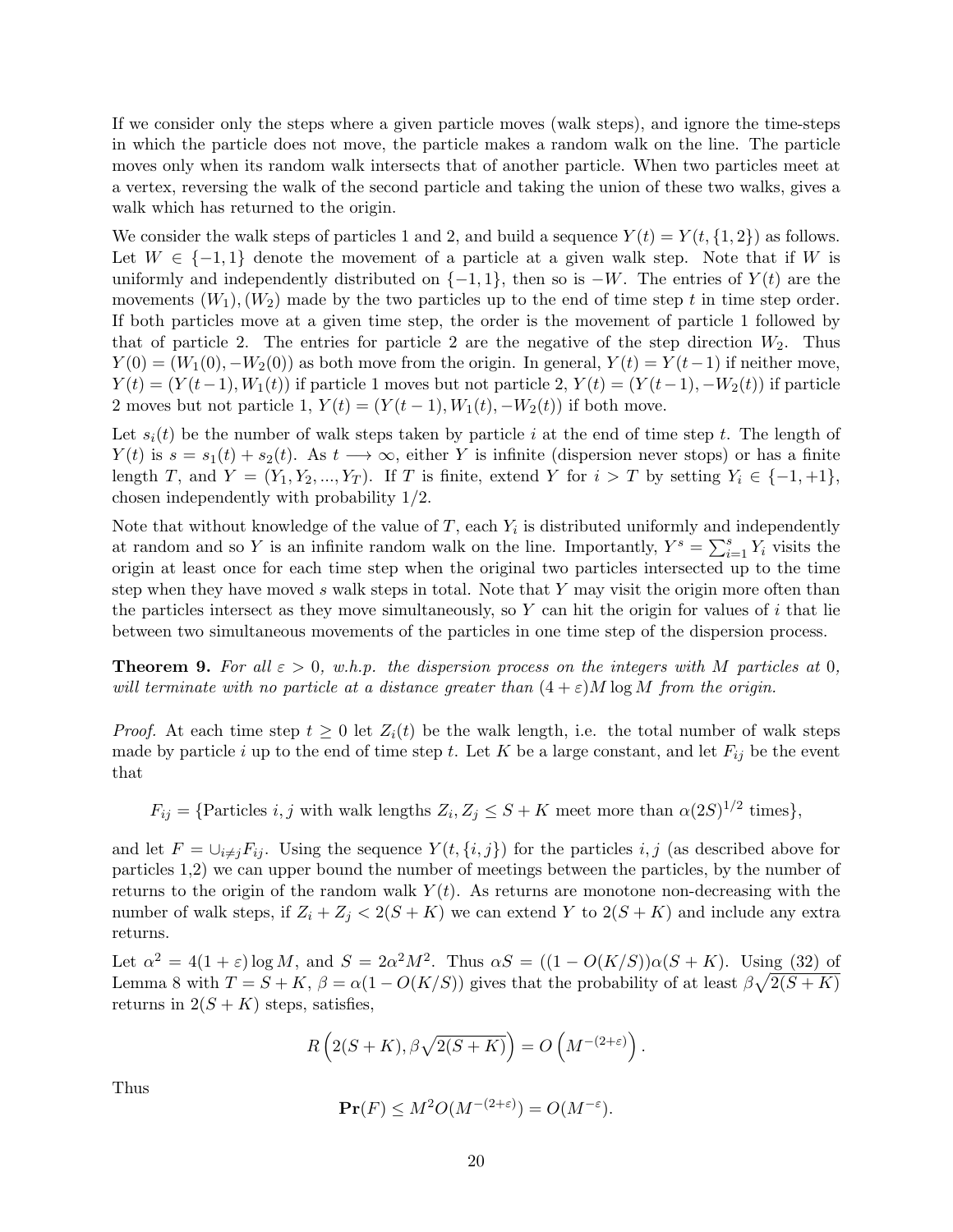If we consider only the steps where a given particle moves (walk steps), and ignore the time-steps in which the particle does not move, the particle makes a random walk on the line. The particle moves only when its random walk intersects that of another particle. When two particles meet at a vertex, reversing the walk of the second particle and taking the union of these two walks, gives a walk which has returned to the origin.

We consider the walk steps of particles 1 and 2, and build a sequence $Y(t) = Y(t, \{1, 2\})$ as follows. Let $W \in \{-1, 1\}$ denote the movement of a particle at a given walk step. Note that if $W$ is uniformly and independently distributed on $\{-1, 1\}$, then so is $-W$. The entries of $Y(t)$ are the movements $(W_1), (W_2)$ made by the two particles up to the end of time step $t$ in time step order. If both particles move at a given time step, the order is the movement of particle 1 followed by that of particle 2. The entries for particle 2 are the negative of the step direction $W_2$. Thus $Y(0) = (W_1(0), -W_2(0))$ as both move from the origin. In general, $Y(t) = Y(t-1)$ if neither move, $Y(t) = (Y(t-1), W_1(t))$ if particle 1 moves but not particle 2, $Y(t) = (Y(t-1), -W_2(t))$ if particle 2 moves but not particle 1, $Y(t) = (Y(t-1), W_1(t), -W_2(t))$ if both move.

Let $s_i(t)$ be the number of walk steps taken by particle $i$ at the end of time step $t$. The length of $Y(t)$ is $s = s_1(t) + s_2(t)$. As $t \longrightarrow \infty$, either $Y$ is infinite (dispersion never stops) or has a finite length $T$, and $Y = (Y_1, Y_2, ..., Y_T)$. If $T$ is finite, extend $Y$ for $i > T$ by setting $Y_i \in \{-1, +1\}$, chosen independently with probability 1/2.

Note that without knowledge of the value of $T$, each $Y_i$ is distributed uniformly and independently at random and so $Y$ is an infinite random walk on the line. Importantly, $Y^s = \sum_{i=1}^{s} Y_i$ visits the origin at least once for each time step when the original two particles intersected up to the time step when they have moved $s$ walk steps in total. Note that $Y$ may visit the origin more often than the particles intersect as they move simultaneously, so $Y$ can hit the origin for values of $i$ that lie between two simultaneous movements of the particles in one time step of the dispersion process.

**Theorem 9.** *For all $\varepsilon > 0$, w.h.p. the dispersion process on the integers with $M$ particles at 0, will terminate with no particle at a distance greater than $(4 + \varepsilon)M \log M$ from the origin.*

*Proof.* At each time step $t \geq 0$ let $Z_i(t)$ be the walk length, i.e. the total number of walk steps made by particle $i$ up to the end of time step $t$. Let $K$ be a large constant, and let $F_{ij}$ be the event that

$$F_{ij} = \{\text{Particles } i, j \text{ with walk lengths } Z_i, Z_j \leq S + K \text{ meet more than } \alpha(2S)^{1/2} \text{ times}\},$$

and let $F = \cup_{i \neq j} F_{ij}$. Using the sequence $Y(t, \{i, j\})$ for the particles $i, j$ (as described above for particles 1,2) we can upper bound the number of meetings between the particles, by the number of returns to the origin of the random walk $Y(t)$. As returns are monotone non-decreasing with the number of walk steps, if $Z_i + Z_j < 2(S + K)$ we can extend $Y$ to $2(S + K)$ and include any extra returns.

Let $\alpha^2 = 4(1 + \varepsilon) \log M$, and $S = 2\alpha^2 M^2$. Thus $\alpha S = ((1 - O(K/S))\alpha(S + K)$. Using (32) of Lemma 8 with $T = S + K$, $\beta = \alpha(1 - O(K/S))$ gives that the probability of at least $\beta\sqrt{2(S + K)}$ returns in $2(S + K)$ steps, satisfies,

$$R\left(2(S + K), \beta\sqrt{2(S + K)}\right) = O\left(M^{-(2+\varepsilon)}\right).$$

Thus

$$\mathbf{Pr}(F) \leq M^2 O(M^{-(2+\varepsilon)}) = O(M^{-\varepsilon}).$$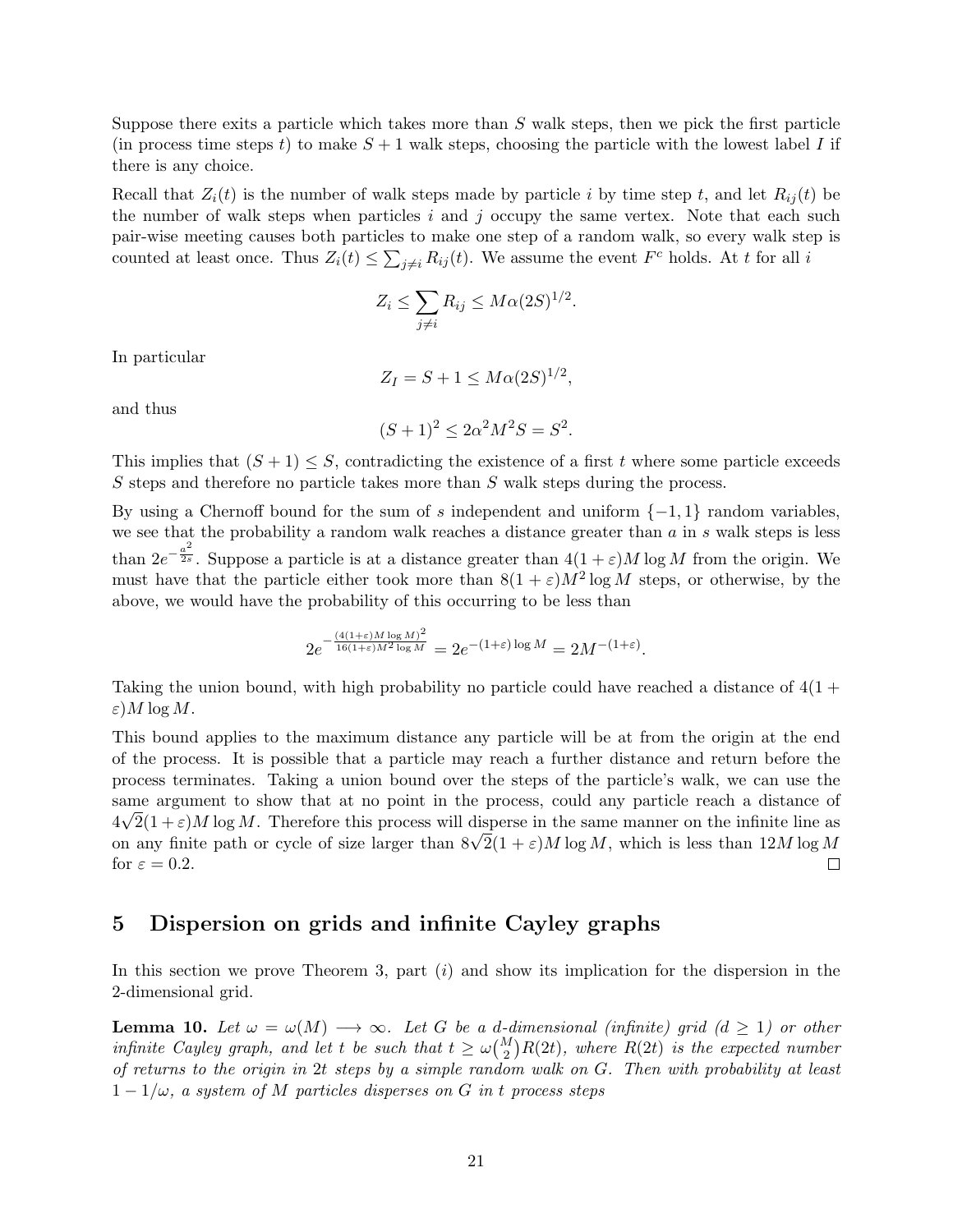Suppose there exits a particle which takes more than $S$ walk steps, then we pick the first particle (in process time steps $t$) to make $S+1$ walk steps, choosing the particle with the lowest label $I$ if there is any choice.

Recall that $Z_i(t)$ is the number of walk steps made by particle $i$ by time step $t$, and let $R_{ij}(t)$ be the number of walk steps when particles $i$ and $j$ occupy the same vertex. Note that each such pair-wise meeting causes both particles to make one step of a random walk, so every walk step is counted at least once. Thus $Z_i(t) \leq \sum_{j \neq i} R_{ij}(t)$. We assume the event $F^c$ holds. At $t$ for all $i$

$$Z_i \leq \sum_{j \neq i} R_{ij} \leq M\alpha(2S)^{1/2}.$$

In particular

$$Z_I = S + 1 \leq M\alpha(2S)^{1/2},$$

and thus

$$(S+1)^2 \leq 2\alpha^2 M^2 S = S^2.$$

This implies that $(S+1) \leq S$, contradicting the existence of a first $t$ where some particle exceeds $S$ steps and therefore no particle takes more than $S$ walk steps during the process.

By using a Chernoff bound for the sum of $s$ independent and uniform $\{-1, 1\}$ random variables, we see that the probability a random walk reaches a distance greater than $a$ in $s$ walk steps is less than $2e^{-\frac{a^2}{2s}}$. Suppose a particle is at a distance greater than $4(1+\varepsilon)M \log M$ from the origin. We must have that the particle either took more than $8(1+\varepsilon)M^2 \log M$ steps, or otherwise, by the above, we would have the probability of this occurring to be less than

$$2e^{-\frac{(4(1+\varepsilon)M\log M)^2}{16(1+\varepsilon)M^2 \log M}} = 2e^{-(1+\varepsilon)\log M} = 2M^{-(1+\varepsilon)}.$$

Taking the union bound, with high probability no particle could have reached a distance of $4(1+\varepsilon)M \log M$.

This bound applies to the maximum distance any particle will be at from the origin at the end of the process. It is possible that a particle may reach a further distance and return before the process terminates. Taking a union bound over the steps of the particle's walk, we can use the same argument to show that at no point in the process, could any particle reach a distance of $4\sqrt{2}(1+\varepsilon)M \log M$. Therefore this process will disperse in the same manner on the infinite line as on any finite path or cycle of size larger than $8\sqrt{2}(1+\varepsilon)M \log M$, which is less than $12M \log M$ for $\varepsilon = 0.2$. $\square$

## 5 Dispersion on grids and infinite Cayley graphs

In this section we prove Theorem 3, part $(i)$ and show its implication for the dispersion in the 2-dimensional grid.

**Lemma 10.** *Let $\omega = \omega(M) \longrightarrow \infty$. Let $G$ be a $d$-dimensional (infinite) grid ($d \geq 1$) or other infinite Cayley graph, and let $t$ be such that $t \geq \omega\binom{M}{2}R(2t)$, where $R(2t)$ is the expected number of returns to the origin in $2t$ steps by a simple random walk on $G$. Then with probability at least $1 - 1/\omega$, a system of $M$ particles disperses on $G$ in $t$ process steps*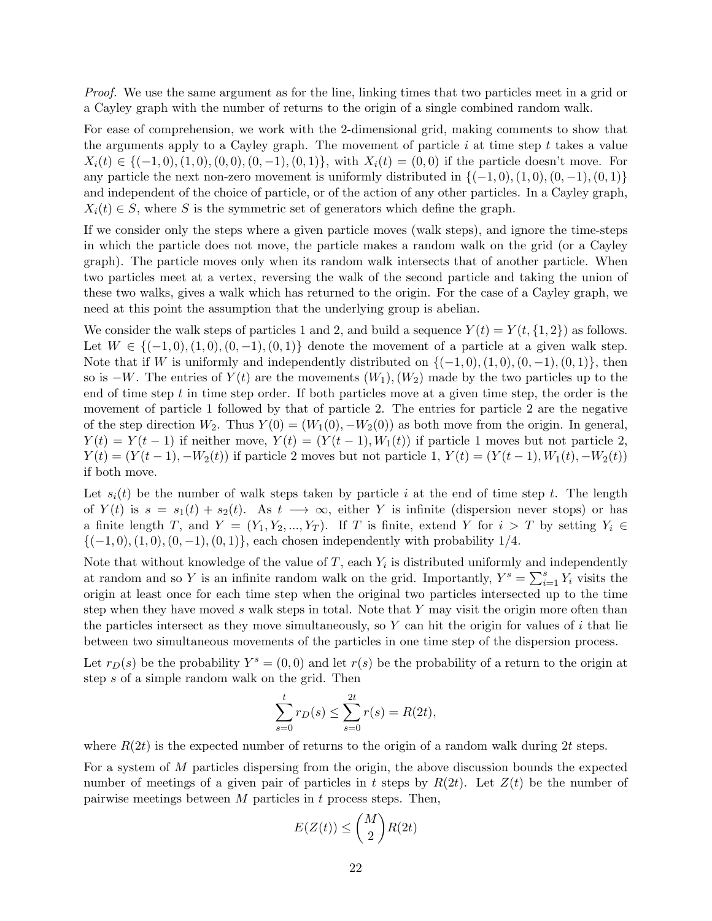*Proof.* We use the same argument as for the line, linking times that two particles meet in a grid or a Cayley graph with the number of returns to the origin of a single combined random walk.

For ease of comprehension, we work with the 2-dimensional grid, making comments to show that the arguments apply to a Cayley graph. The movement of particle $i$ at time step $t$ takes a value $X_i(t) \in \{(-1,0),(1,0),(0,0),(0,-1),(0,1)\}$, with $X_i(t) = (0,0)$ if the particle doesn't move. For any particle the next non-zero movement is uniformly distributed in $\{(-1,0),(1,0),(0,-1),(0,1)\}$ and independent of the choice of particle, or of the action of any other particles. In a Cayley graph, $X_i(t) \in S$, where $S$ is the symmetric set of generators which define the graph.

If we consider only the steps where a given particle moves (walk steps), and ignore the time-steps in which the particle does not move, the particle makes a random walk on the grid (or a Cayley graph). The particle moves only when its random walk intersects that of another particle. When two particles meet at a vertex, reversing the walk of the second particle and taking the union of these two walks, gives a walk which has returned to the origin. For the case of a Cayley graph, we need at this point the assumption that the underlying group is abelian.

We consider the walk steps of particles 1 and 2, and build a sequence $Y(t) = Y(t, \{1,2\})$ as follows. Let $W \in \{(-1,0),(1,0),(0,-1),(0,1)\}$ denote the movement of a particle at a given walk step. Note that if $W$ is uniformly and independently distributed on $\{(-1,0),(1,0),(0,-1),(0,1)\}$, then so is $-W$. The entries of $Y(t)$ are the movements $(W_1),(W_2)$ made by the two particles up to the end of time step $t$ in time step order. If both particles move at a given time step, the order is the movement of particle 1 followed by that of particle 2. The entries for particle 2 are the negative of the step direction $W_2$. Thus $Y(0) = (W_1(0), -W_2(0))$ as both move from the origin. In general, $Y(t) = Y(t-1)$ if neither move, $Y(t) = (Y(t-1), W_1(t))$ if particle 1 moves but not particle 2, $Y(t) = (Y(t-1), -W_2(t))$ if particle 2 moves but not particle 1, $Y(t) = (Y(t-1), W_1(t), -W_2(t))$ if both move.

Let $s_i(t)$ be the number of walk steps taken by particle $i$ at the end of time step $t$. The length of $Y(t)$ is $s = s_1(t) + s_2(t)$. As $t \longrightarrow \infty$, either $Y$ is infinite (dispersion never stops) or has a finite length $T$, and $Y = (Y_1, Y_2, ..., Y_T)$. If $T$ is finite, extend $Y$ for $i > T$ by setting $Y_i \in \{(-1,0),(1,0),(0,-1),(0,1)\}$, each chosen independently with probability 1/4.

Note that without knowledge of the value of $T$, each $Y_i$ is distributed uniformly and independently at random and so $Y$ is an infinite random walk on the grid. Importantly, $Y^s = \sum_{i=1}^{s} Y_i$ visits the origin at least once for each time step when the original two particles intersected up to the time step when they have moved $s$ walk steps in total. Note that $Y$ may visit the origin more often than the particles intersect as they move simultaneously, so $Y$ can hit the origin for values of $i$ that lie between two simultaneous movements of the particles in one time step of the dispersion process.

Let $r_D(s)$ be the probability $Y^s = (0,0)$ and let $r(s)$ be the probability of a return to the origin at step $s$ of a simple random walk on the grid. Then

$$\sum_{s=0}^{t} r_D(s) \leq \sum_{s=0}^{2t} r(s) = R(2t),$$

where $R(2t)$ is the expected number of returns to the origin of a random walk during $2t$ steps.

For a system of $M$ particles dispersing from the origin, the above discussion bounds the expected number of meetings of a given pair of particles in $t$ steps by $R(2t)$. Let $Z(t)$ be the number of pairwise meetings between $M$ particles in $t$ process steps. Then,

$$E(Z(t)) \leq \binom{M}{2} R(2t)$$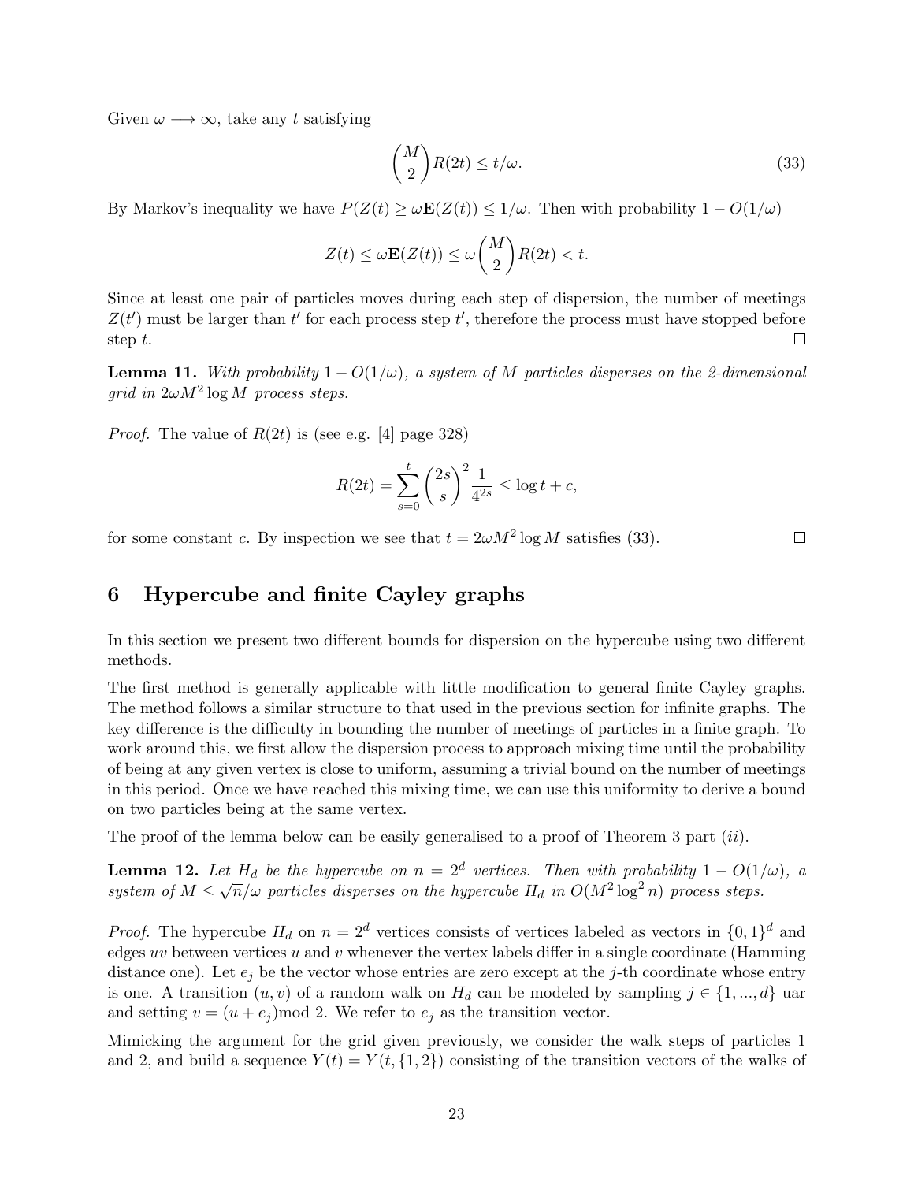Given $\omega \longrightarrow \infty$, take any $t$ satisfying

$$\binom{M}{2} R(2t) \leq t/\omega. \tag{33}$$

By Markov's inequality we have $P(Z(t) \geq \omega \mathbf{E}(Z(t)) \leq 1/\omega$. Then with probability $1 - O(1/\omega)$

$$Z(t) \leq \omega \mathbf{E}(Z(t)) \leq \omega \binom{M}{2} R(2t) < t.$$

Since at least one pair of particles moves during each step of dispersion, the number of meetings $Z(t')$ must be larger than $t'$ for each process step $t'$, therefore the process must have stopped before step $t$. $\square$

**Lemma 11.** *With probability $1 - O(1/\omega)$, a system of $M$ particles disperses on the 2-dimensional grid in $2\omega M^2 \log M$ process steps.*

*Proof.* The value of $R(2t)$ is (see e.g. [4] page 328)

$$R(2t) = \sum_{s=0}^{t} \binom{2s}{s}^2 \frac{1}{4^{2s}} \leq \log t + c,$$

for some constant $c$. By inspection we see that $t = 2\omega M^2 \log M$ satisfies (33). $\square$

## 6 Hypercube and finite Cayley graphs

In this section we present two different bounds for dispersion on the hypercube using two different methods.

The first method is generally applicable with little modification to general finite Cayley graphs. The method follows a similar structure to that used in the previous section for infinite graphs. The key difference is the difficulty in bounding the number of meetings of particles in a finite graph. To work around this, we first allow the dispersion process to approach mixing time until the probability of being at any given vertex is close to uniform, assuming a trivial bound on the number of meetings in this period. Once we have reached this mixing time, we can use this uniformity to derive a bound on two particles being at the same vertex.

The proof of the lemma below can be easily generalised to a proof of Theorem 3 part $(ii)$.

**Lemma 12.** *Let $H_d$ be the hypercube on $n = 2^d$ vertices. Then with probability $1 - O(1/\omega)$, a system of $M \leq \sqrt{n}/\omega$ particles disperses on the hypercube $H_d$ in $O(M^2 \log^2 n)$ process steps.*

*Proof.* The hypercube $H_d$ on $n = 2^d$ vertices consists of vertices labeled as vectors in $\{0,1\}^d$ and edges $uv$ between vertices $u$ and $v$ whenever the vertex labels differ in a single coordinate (Hamming distance one). Let $e_j$ be the vector whose entries are zero except at the $j$-th coordinate whose entry is one. A transition $(u, v)$ of a random walk on $H_d$ can be modeled by sampling $j \in \{1, ..., d\}$ uar and setting $v = (u + e_j) \bmod 2$. We refer to $e_j$ as the transition vector.

Mimicking the argument for the grid given previously, we consider the walk steps of particles 1 and 2, and build a sequence $Y(t) = Y(t, \{1, 2\})$ consisting of the transition vectors of the walks of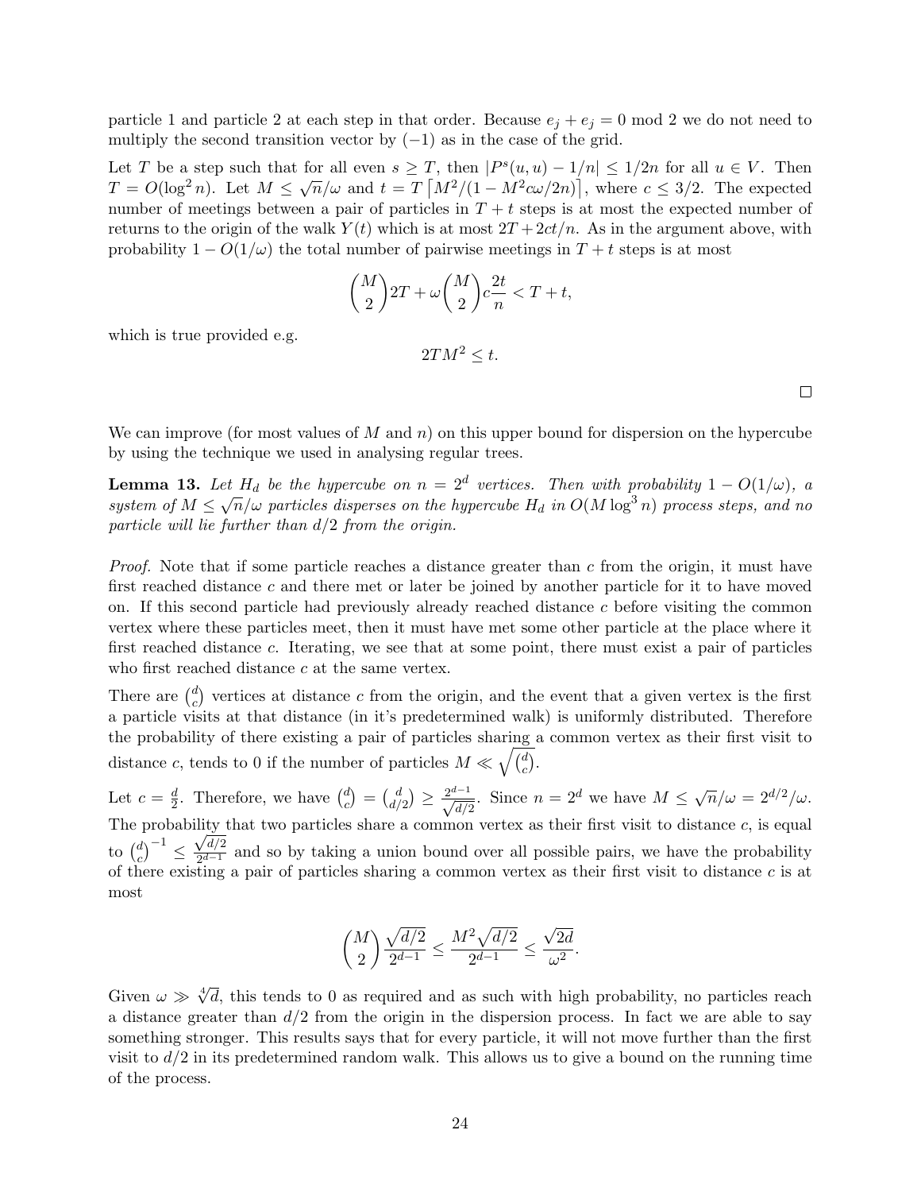particle 1 and particle 2 at each step in that order. Because $e_j + e_j = 0 \bmod 2$ we do not need to multiply the second transition vector by $(-1)$ as in the case of the grid.

Let $T$ be a step such that for all even $s \geq T$, then $|P^s(u,u) - 1/n| \leq 1/2n$ for all $u \in V$. Then $T = O(\log^2 n)$. Let $M \leq \sqrt{n}/\omega$ and $t = T\left\lceil M^2/(1 - M^2 c\omega/2n)\right\rceil$, where $c \leq 3/2$. The expected number of meetings between a pair of particles in $T + t$ steps is at most the expected number of returns to the origin of the walk $Y(t)$ which is at most $2T + 2ct/n$. As in the argument above, with probability $1 - O(1/\omega)$ the total number of pairwise meetings in $T + t$ steps is at most

$$\binom{M}{2} 2T + \omega \binom{M}{2} c \frac{2t}{n} < T + t,$$

which is true provided e.g.

$$2TM^2 \leq t.$$

□

We can improve (for most values of $M$ and $n$) on this upper bound for dispersion on the hypercube by using the technique we used in analysing regular trees.

**Lemma 13.** *Let $H_d$ be the hypercube on $n = 2^d$ vertices. Then with probability $1 - O(1/\omega)$, a system of $M \leq \sqrt{n}/\omega$ particles disperses on the hypercube $H_d$ in $O(M \log^3 n)$ process steps, and no particle will lie further than $d/2$ from the origin.*

*Proof.* Note that if some particle reaches a distance greater than $c$ from the origin, it must have first reached distance $c$ and there met or later be joined by another particle for it to have moved on. If this second particle had previously already reached distance $c$ before visiting the common vertex where these particles meet, then it must have met some other particle at the place where it first reached distance $c$. Iterating, we see that at some point, there must exist a pair of particles who first reached distance $c$ at the same vertex.

There are $\binom{d}{c}$ vertices at distance $c$ from the origin, and the event that a given vertex is the first a particle visits at that distance (in it's predetermined walk) is uniformly distributed. Therefore the probability of there existing a pair of particles sharing a common vertex as their first visit to distance $c$, tends to 0 if the number of particles $M \ll \sqrt{\binom{d}{c}}$.

Let $c = \frac{d}{2}$. Therefore, we have $\binom{d}{c} = \binom{d}{d/2} \geq \frac{2^{d-1}}{\sqrt{d/2}}$. Since $n = 2^d$ we have $M \leq \sqrt{n}/\omega = 2^{d/2}/\omega$. The probability that two particles share a common vertex as their first visit to distance $c$, is equal to $\binom{d}{c}^{-1} \leq \frac{\sqrt{d/2}}{2^{d-1}}$ and so by taking a union bound over all possible pairs, we have the probability of there existing a pair of particles sharing a common vertex as their first visit to distance $c$ is at most

$$\binom{M}{2} \frac{\sqrt{d/2}}{2^{d-1}} \leq \frac{M^2 \sqrt{d/2}}{2^{d-1}} \leq \frac{\sqrt{2d}}{\omega^2}.$$

Given $\omega \gg \sqrt[4]{d}$, this tends to 0 as required and as such with high probability, no particles reach a distance greater than $d/2$ from the origin in the dispersion process. In fact we are able to say something stronger. This results says that for every particle, it will not move further than the first visit to $d/2$ in its predetermined random walk. This allows us to give a bound on the running time of the process.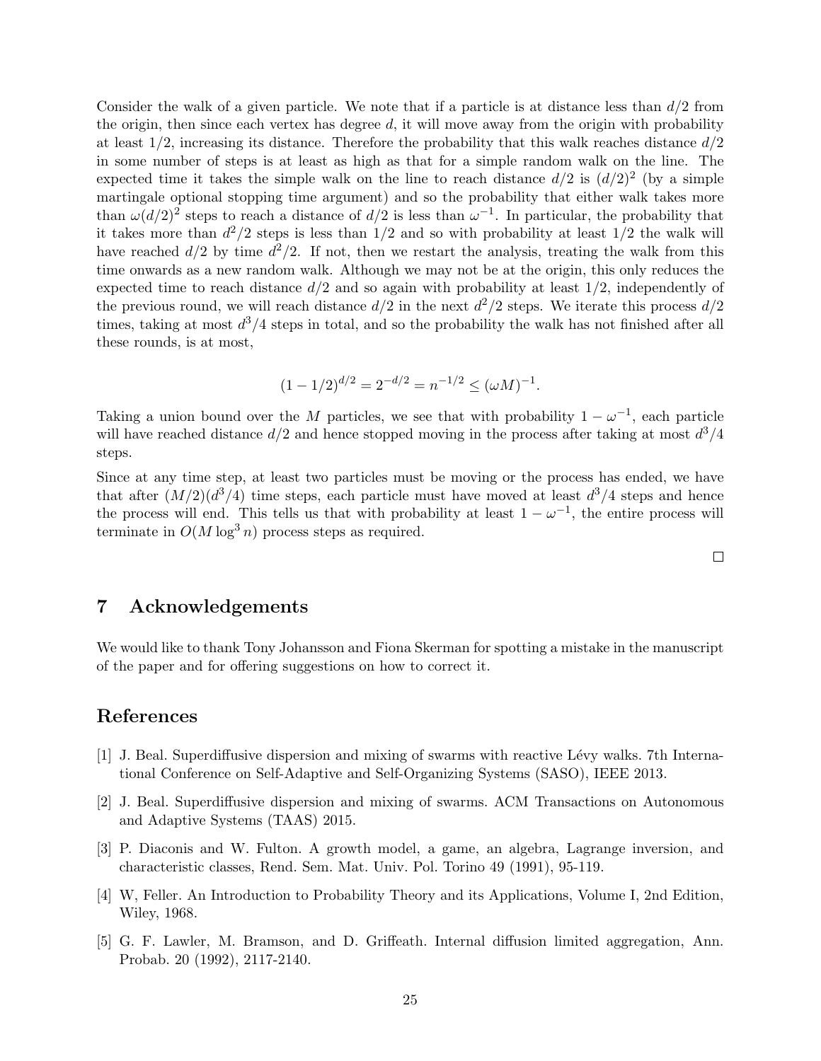Consider the walk of a given particle. We note that if a particle is at distance less than $d/2$ from the origin, then since each vertex has degree $d$, it will move away from the origin with probability at least $1/2$, increasing its distance. Therefore the probability that this walk reaches distance $d/2$ in some number of steps is at least as high as that for a simple random walk on the line. The expected time it takes the simple walk on the line to reach distance $d/2$ is $(d/2)^2$ (by a simple martingale optional stopping time argument) and so the probability that either walk takes more than $\omega(d/2)^2$ steps to reach a distance of $d/2$ is less than $\omega^{-1}$. In particular, the probability that it takes more than $d^2/2$ steps is less than $1/2$ and so with probability at least $1/2$ the walk will have reached $d/2$ by time $d^2/2$. If not, then we restart the analysis, treating the walk from this time onwards as a new random walk. Although we may not be at the origin, this only reduces the expected time to reach distance $d/2$ and so again with probability at least $1/2$, independently of the previous round, we will reach distance $d/2$ in the next $d^2/2$ steps. We iterate this process $d/2$ times, taking at most $d^3/4$ steps in total, and so the probability the walk has not finished after all these rounds, is at most,

$$(1-1/2)^{d/2} = 2^{-d/2} = n^{-1/2} \leq (\omega M)^{-1}.$$

Taking a union bound over the $M$ particles, we see that with probability $1-\omega^{-1}$, each particle will have reached distance $d/2$ and hence stopped moving in the process after taking at most $d^3/4$ steps.

Since at any time step, at least two particles must be moving or the process has ended, we have that after $(M/2)(d^3/4)$ time steps, each particle must have moved at least $d^3/4$ steps and hence the process will end. This tells us that with probability at least $1-\omega^{-1}$, the entire process will terminate in $O(M\log^3 n)$ process steps as required.

□

## 7 Acknowledgements

We would like to thank Tony Johansson and Fiona Skerman for spotting a mistake in the manuscript of the paper and for offering suggestions on how to correct it.

## References

[1] J. Beal. Superdiffusive dispersion and mixing of swarms with reactive Lévy walks. 7th International Conference on Self-Adaptive and Self-Organizing Systems (SASO), IEEE 2013.

[2] J. Beal. Superdiffusive dispersion and mixing of swarms. ACM Transactions on Autonomous and Adaptive Systems (TAAS) 2015.

[3] P. Diaconis and W. Fulton. A growth model, a game, an algebra, Lagrange inversion, and characteristic classes, Rend. Sem. Mat. Univ. Pol. Torino 49 (1991), 95-119.

[4] W, Feller. An Introduction to Probability Theory and its Applications, Volume I, 2nd Edition, Wiley, 1968.

[5] G. F. Lawler, M. Bramson, and D. Griffeath. Internal diffusion limited aggregation, Ann. Probab. 20 (1992), 2117-2140.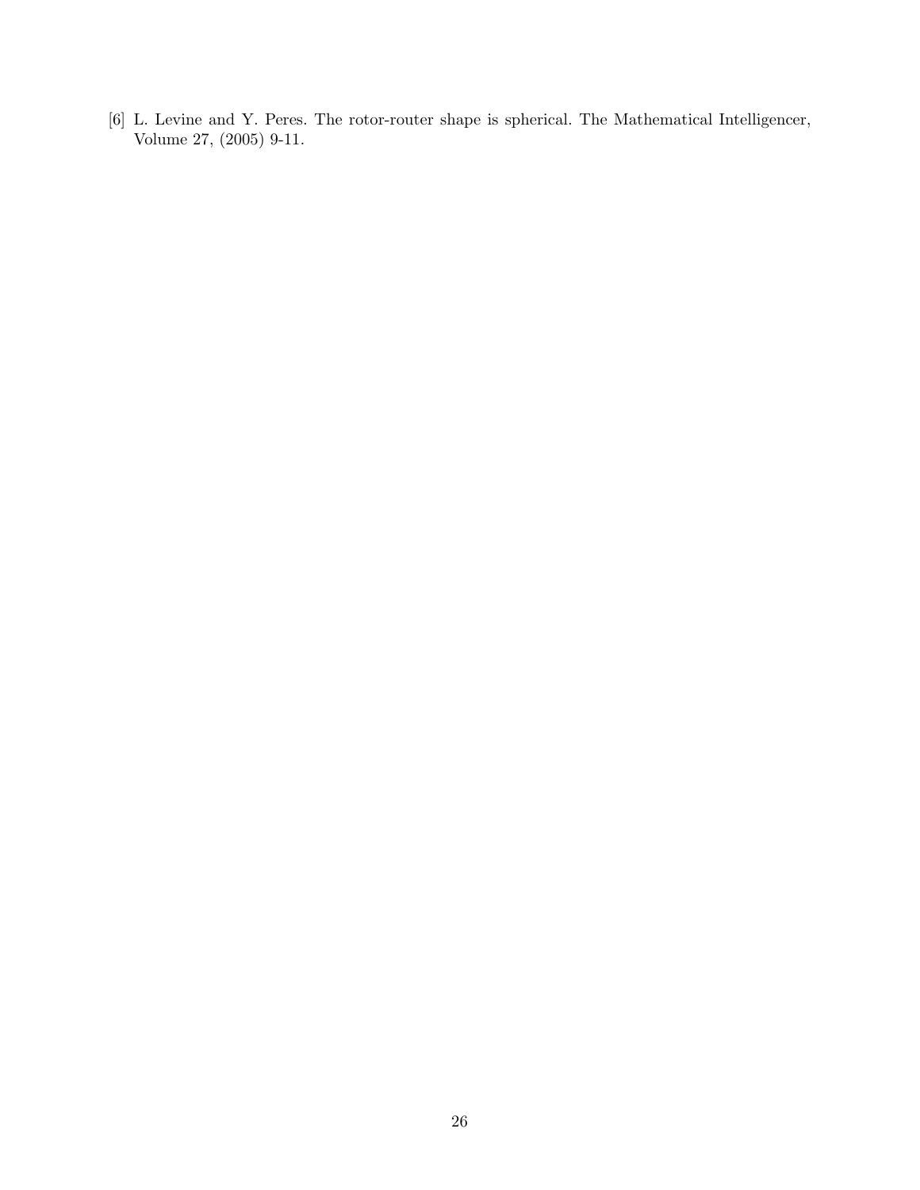[6] L. Levine and Y. Peres. The rotor-router shape is spherical. The Mathematical Intelligencer, Volume 27, (2005) 9-11.